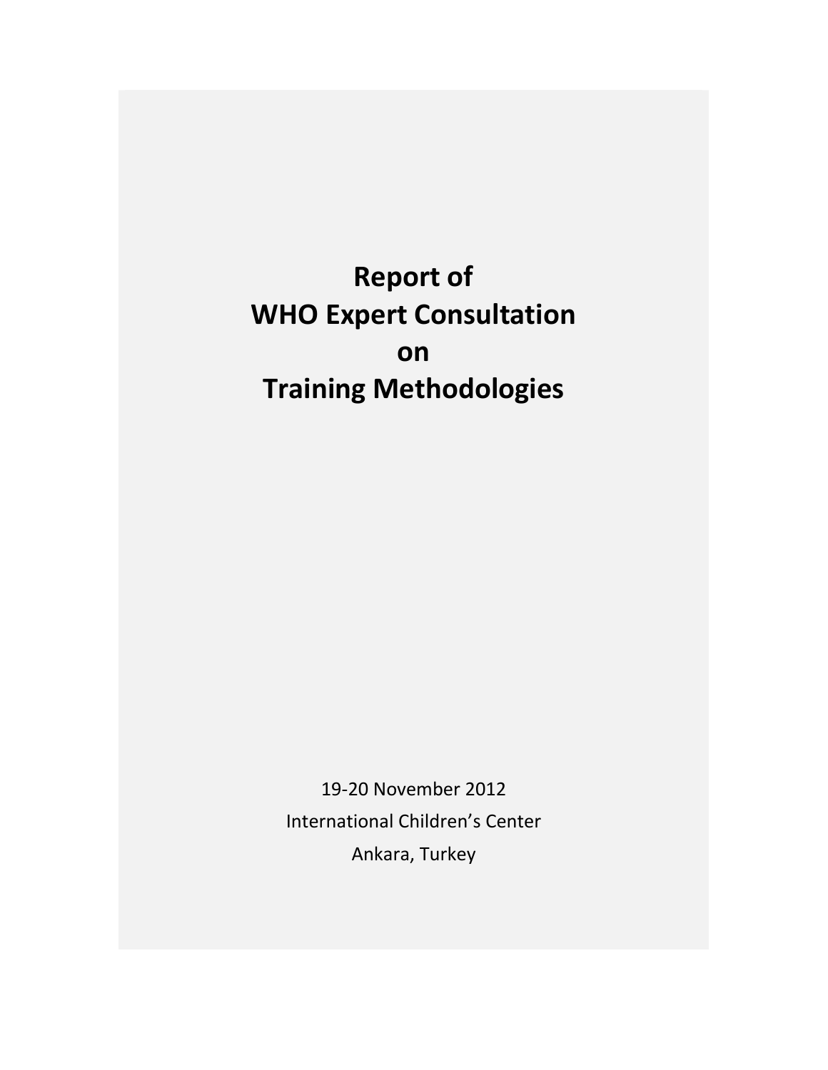# Report of WHO Expert Consultation on Training Methodologies

19-20 November 2012

International Children's Center

Ankara, Turkey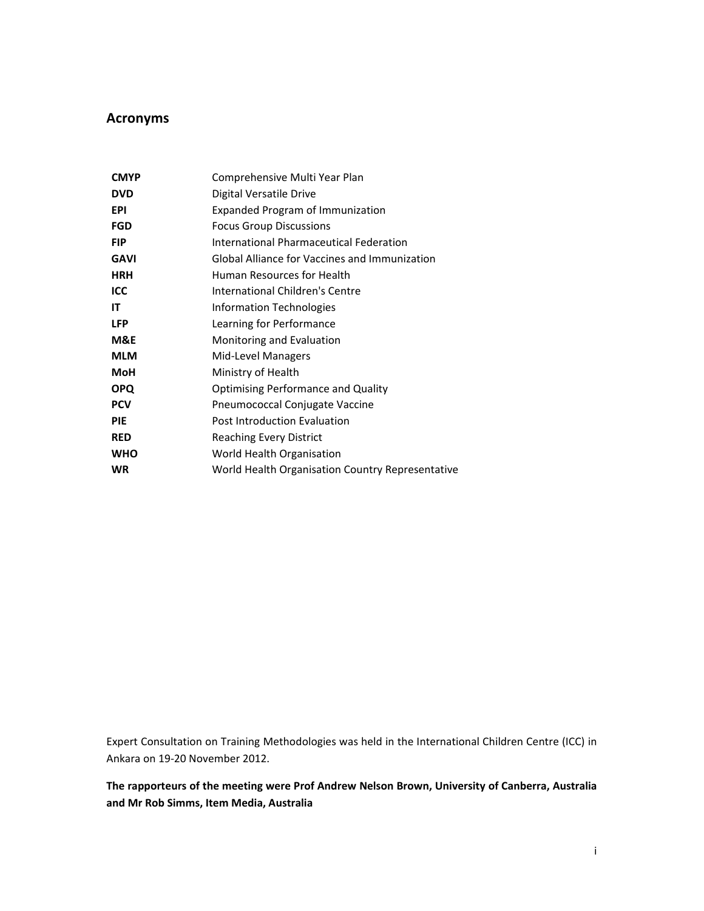## Acronyms

| | |
|---|---|
| **CMYP** | Comprehensive Multi Year Plan |
| **DVD** | Digital Versatile Drive |
| **EPI** | Expanded Program of Immunization |
| **FGD** | Focus Group Discussions |
| **FIP** | International Pharmaceutical Federation |
| **GAVI** | Global Alliance for Vaccines and Immunization |
| **HRH** | Human Resources for Health |
| **ICC** | International Children's Centre |
| **IT** | Information Technologies |
| **LFP** | Learning for Performance |
| **M&E** | Monitoring and Evaluation |
| **MLM** | Mid-Level Managers |
| **MoH** | Ministry of Health |
| **OPQ** | Optimising Performance and Quality |
| **PCV** | Pneumococcal Conjugate Vaccine |
| **PIE** | Post Introduction Evaluation |
| **RED** | Reaching Every District |
| **WHO** | World Health Organisation |
| **WR** | World Health Organisation Country Representative |

Expert Consultation on Training Methodologies was held in the International Children Centre (ICC) in Ankara on 19-20 November 2012.

**The rapporteurs of the meeting were Prof Andrew Nelson Brown, University of Canberra, Australia and Mr Rob Simms, Item Media, Australia**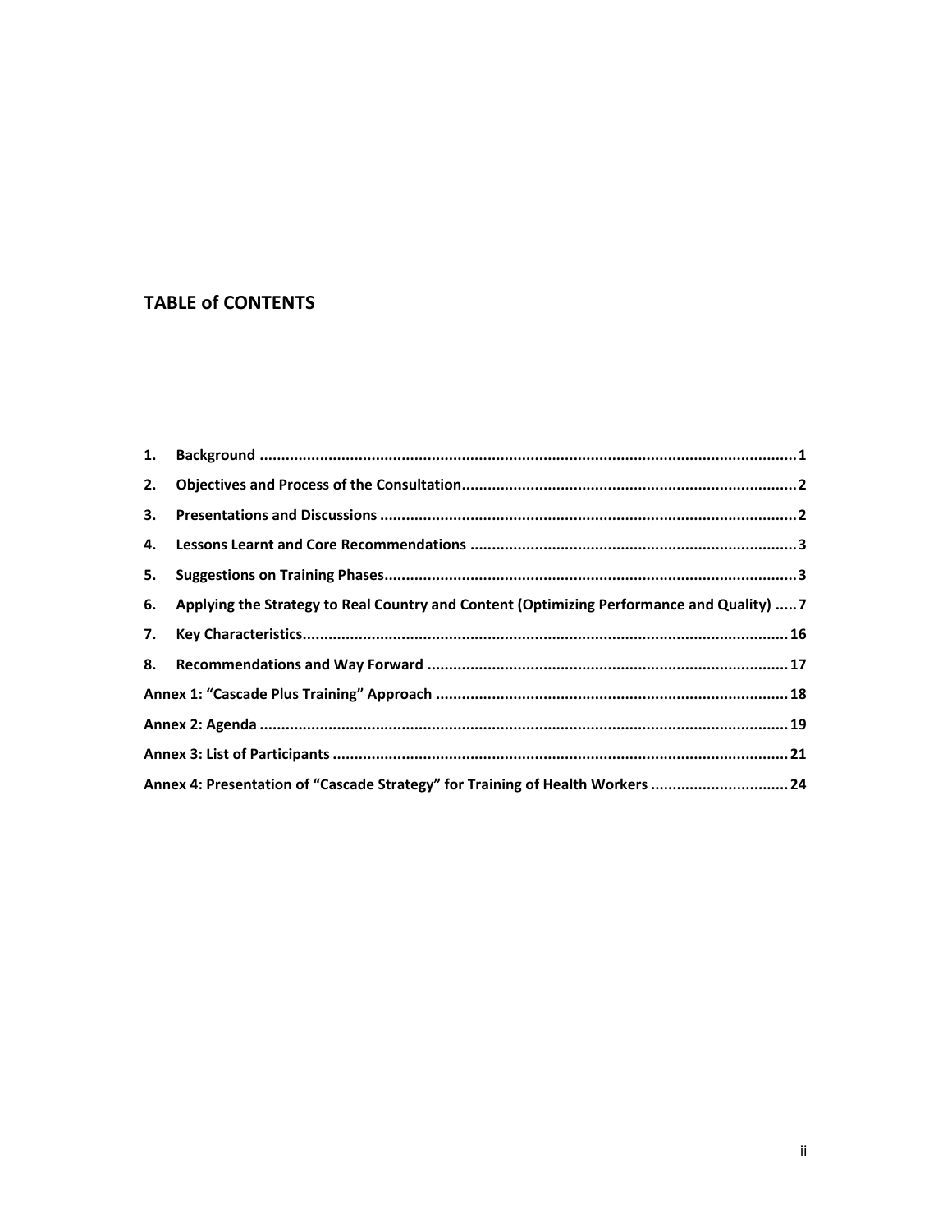# TABLE of CONTENTS

1. **Background** .......... 1
2. **Objectives and Process of the Consultation** .......... 2
3. **Presentations and Discussions** .......... 2
4. **Lessons Learnt and Core Recommendations** .......... 3
5. **Suggestions on Training Phases** .......... 3
6. **Applying the Strategy to Real Country and Content (Optimizing Performance and Quality)** .......... 7
7. **Key Characteristics** .......... 16
8. **Recommendations and Way Forward** .......... 17

**Annex 1: "Cascade Plus Training" Approach** .......... 18

**Annex 2: Agenda** .......... 19

**Annex 3: List of Participants** .......... 21

**Annex 4: Presentation of "Cascade Strategy" for Training of Health Workers** .......... 24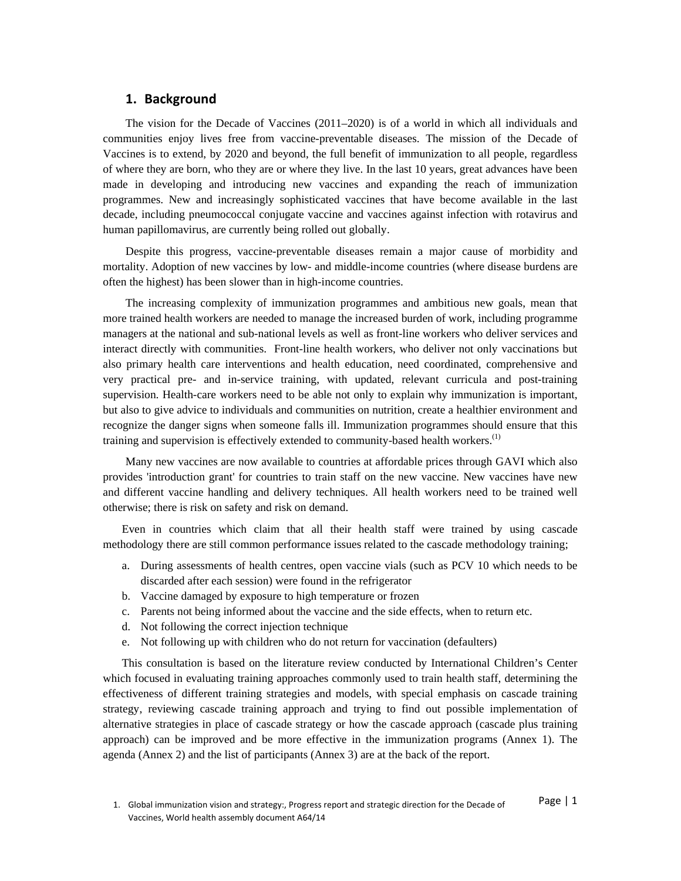## 1. Background

The vision for the Decade of Vaccines (2011–2020) is of a world in which all individuals and communities enjoy lives free from vaccine-preventable diseases. The mission of the Decade of Vaccines is to extend, by 2020 and beyond, the full benefit of immunization to all people, regardless of where they are born, who they are or where they live. In the last 10 years, great advances have been made in developing and introducing new vaccines and expanding the reach of immunization programmes. New and increasingly sophisticated vaccines that have become available in the last decade, including pneumococcal conjugate vaccine and vaccines against infection with rotavirus and human papillomavirus, are currently being rolled out globally.

Despite this progress, vaccine-preventable diseases remain a major cause of morbidity and mortality. Adoption of new vaccines by low- and middle-income countries (where disease burdens are often the highest) has been slower than in high-income countries.

The increasing complexity of immunization programmes and ambitious new goals, mean that more trained health workers are needed to manage the increased burden of work, including programme managers at the national and sub-national levels as well as front-line workers who deliver services and interact directly with communities. Front-line health workers, who deliver not only vaccinations but also primary health care interventions and health education, need coordinated, comprehensive and very practical pre- and in-service training, with updated, relevant curricula and post-training supervision. Health-care workers need to be able not only to explain why immunization is important, but also to give advice to individuals and communities on nutrition, create a healthier environment and recognize the danger signs when someone falls ill. Immunization programmes should ensure that this training and supervision is effectively extended to community-based health workers.(1)

Many new vaccines are now available to countries at affordable prices through GAVI which also provides 'introduction grant' for countries to train staff on the new vaccine. New vaccines have new and different vaccine handling and delivery techniques. All health workers need to be trained well otherwise; there is risk on safety and risk on demand.

Even in countries which claim that all their health staff were trained by using cascade methodology there are still common performance issues related to the cascade methodology training;

a. During assessments of health centres, open vaccine vials (such as PCV 10 which needs to be discarded after each session) were found in the refrigerator
b. Vaccine damaged by exposure to high temperature or frozen
c. Parents not being informed about the vaccine and the side effects, when to return etc.
d. Not following the correct injection technique
e. Not following up with children who do not return for vaccination (defaulters)

This consultation is based on the literature review conducted by International Children's Center which focused in evaluating training approaches commonly used to train health staff, determining the effectiveness of different training strategies and models, with special emphasis on cascade training strategy, reviewing cascade training approach and trying to find out possible implementation of alternative strategies in place of cascade strategy or how the cascade approach (cascade plus training approach) can be improved and be more effective in the immunization programs (Annex 1). The agenda (Annex 2) and the list of participants (Annex 3) are at the back of the report.

1. Global immunization vision and strategy:, Progress report and strategic direction for the Decade of Vaccines, World health assembly document A64/14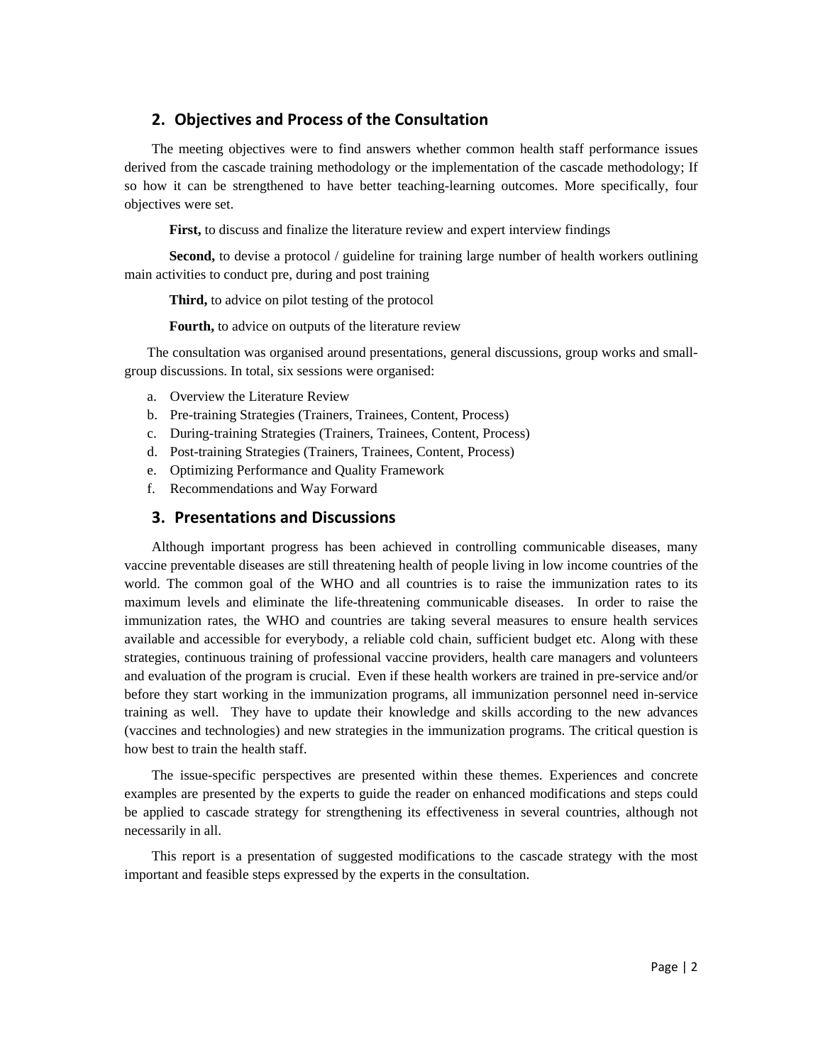## 2. Objectives and Process of the Consultation

The meeting objectives were to find answers whether common health staff performance issues derived from the cascade training methodology or the implementation of the cascade methodology; If so how it can be strengthened to have better teaching-learning outcomes. More specifically, four objectives were set.

**First,** to discuss and finalize the literature review and expert interview findings

**Second,** to devise a protocol / guideline for training large number of health workers outlining main activities to conduct pre, during and post training

**Third,** to advice on pilot testing of the protocol

**Fourth,** to advice on outputs of the literature review

The consultation was organised around presentations, general discussions, group works and small-group discussions. In total, six sessions were organised:

a. Overview the Literature Review
b. Pre-training Strategies (Trainers, Trainees, Content, Process)
c. During-training Strategies (Trainers, Trainees, Content, Process)
d. Post-training Strategies (Trainers, Trainees, Content, Process)
e. Optimizing Performance and Quality Framework
f. Recommendations and Way Forward

## 3. Presentations and Discussions

Although important progress has been achieved in controlling communicable diseases, many vaccine preventable diseases are still threatening health of people living in low income countries of the world. The common goal of the WHO and all countries is to raise the immunization rates to its maximum levels and eliminate the life-threatening communicable diseases. In order to raise the immunization rates, the WHO and countries are taking several measures to ensure health services available and accessible for everybody, a reliable cold chain, sufficient budget etc. Along with these strategies, continuous training of professional vaccine providers, health care managers and volunteers and evaluation of the program is crucial. Even if these health workers are trained in pre-service and/or before they start working in the immunization programs, all immunization personnel need in-service training as well. They have to update their knowledge and skills according to the new advances (vaccines and technologies) and new strategies in the immunization programs. The critical question is how best to train the health staff.

The issue-specific perspectives are presented within these themes. Experiences and concrete examples are presented by the experts to guide the reader on enhanced modifications and steps could be applied to cascade strategy for strengthening its effectiveness in several countries, although not necessarily in all.

This report is a presentation of suggested modifications to the cascade strategy with the most important and feasible steps expressed by the experts in the consultation.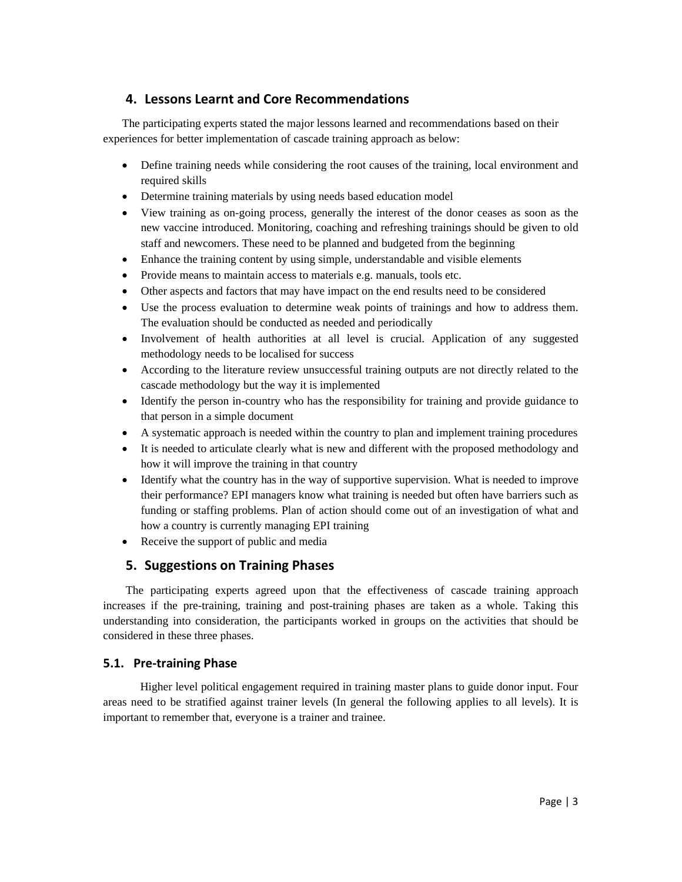## 4. Lessons Learnt and Core Recommendations

The participating experts stated the major lessons learned and recommendations based on their experiences for better implementation of cascade training approach as below:

- Define training needs while considering the root causes of the training, local environment and required skills
- Determine training materials by using needs based education model
- View training as on-going process, generally the interest of the donor ceases as soon as the new vaccine introduced. Monitoring, coaching and refreshing trainings should be given to old staff and newcomers. These need to be planned and budgeted from the beginning
- Enhance the training content by using simple, understandable and visible elements
- Provide means to maintain access to materials e.g. manuals, tools etc.
- Other aspects and factors that may have impact on the end results need to be considered
- Use the process evaluation to determine weak points of trainings and how to address them. The evaluation should be conducted as needed and periodically
- Involvement of health authorities at all level is crucial. Application of any suggested methodology needs to be localised for success
- According to the literature review unsuccessful training outputs are not directly related to the cascade methodology but the way it is implemented
- Identify the person in-country who has the responsibility for training and provide guidance to that person in a simple document
- A systematic approach is needed within the country to plan and implement training procedures
- It is needed to articulate clearly what is new and different with the proposed methodology and how it will improve the training in that country
- Identify what the country has in the way of supportive supervision. What is needed to improve their performance? EPI managers know what training is needed but often have barriers such as funding or staffing problems. Plan of action should come out of an investigation of what and how a country is currently managing EPI training
- Receive the support of public and media

## 5. Suggestions on Training Phases

The participating experts agreed upon that the effectiveness of cascade training approach increases if the pre-training, training and post-training phases are taken as a whole. Taking this understanding into consideration, the participants worked in groups on the activities that should be considered in these three phases.

### 5.1. Pre-training Phase

Higher level political engagement required in training master plans to guide donor input. Four areas need to be stratified against trainer levels (In general the following applies to all levels). It is important to remember that, everyone is a trainer and trainee.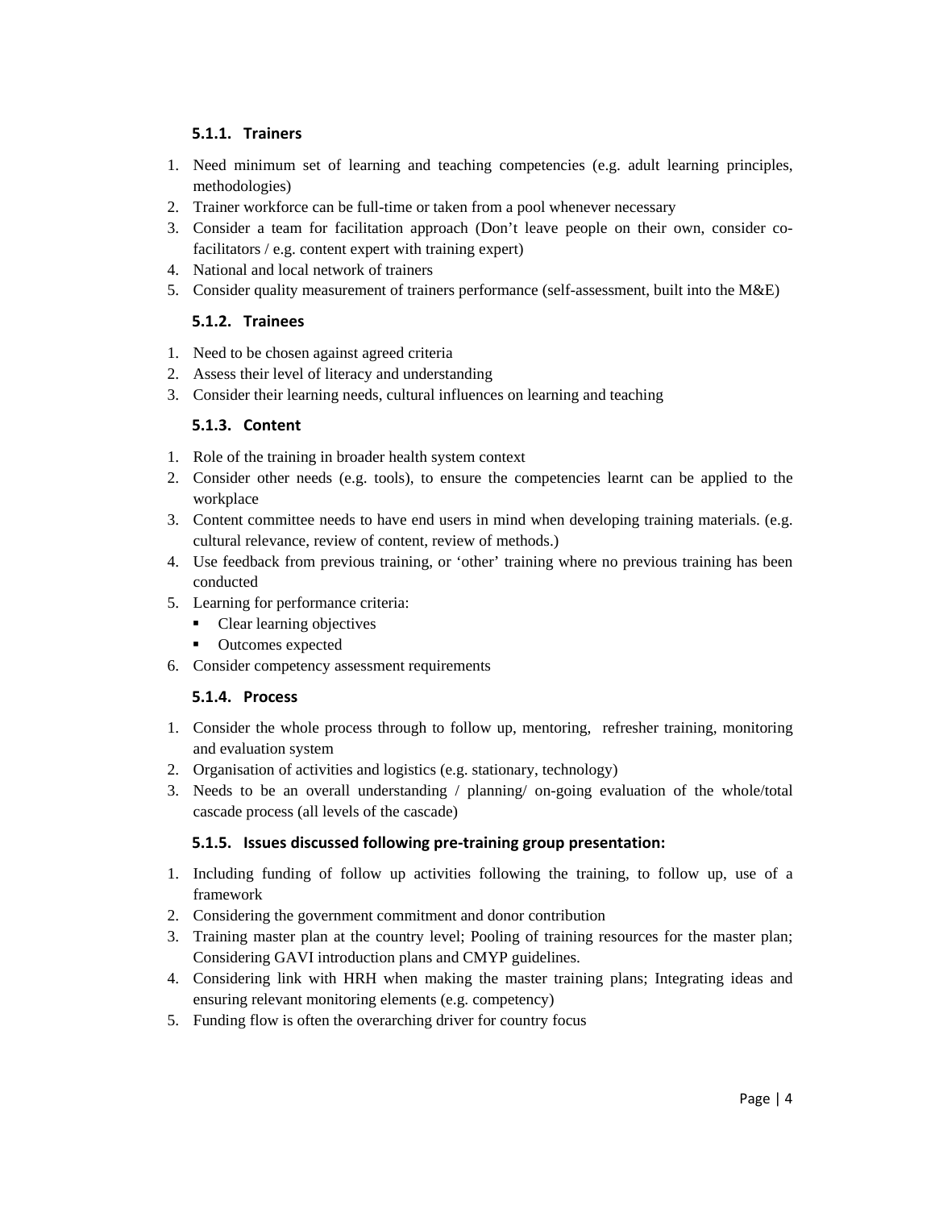### 5.1.1. Trainers

1. Need minimum set of learning and teaching competencies (e.g. adult learning principles, methodologies)
2. Trainer workforce can be full-time or taken from a pool whenever necessary
3. Consider a team for facilitation approach (Don't leave people on their own, consider co-facilitators / e.g. content expert with training expert)
4. National and local network of trainers
5. Consider quality measurement of trainers performance (self-assessment, built into the M&E)

### 5.1.2. Trainees

1. Need to be chosen against agreed criteria
2. Assess their level of literacy and understanding
3. Consider their learning needs, cultural influences on learning and teaching

### 5.1.3. Content

1. Role of the training in broader health system context
2. Consider other needs (e.g. tools), to ensure the competencies learnt can be applied to the workplace
3. Content committee needs to have end users in mind when developing training materials. (e.g. cultural relevance, review of content, review of methods.)
4. Use feedback from previous training, or 'other' training where no previous training has been conducted
5. Learning for performance criteria:
   - Clear learning objectives
   - Outcomes expected
6. Consider competency assessment requirements

### 5.1.4. Process

1. Consider the whole process through to follow up, mentoring, refresher training, monitoring and evaluation system
2. Organisation of activities and logistics (e.g. stationary, technology)
3. Needs to be an overall understanding / planning/ on-going evaluation of the whole/total cascade process (all levels of the cascade)

### 5.1.5. Issues discussed following pre-training group presentation:

1. Including funding of follow up activities following the training, to follow up, use of a framework
2. Considering the government commitment and donor contribution
3. Training master plan at the country level; Pooling of training resources for the master plan; Considering GAVI introduction plans and CMYP guidelines.
4. Considering link with HRH when making the master training plans; Integrating ideas and ensuring relevant monitoring elements (e.g. competency)
5. Funding flow is often the overarching driver for country focus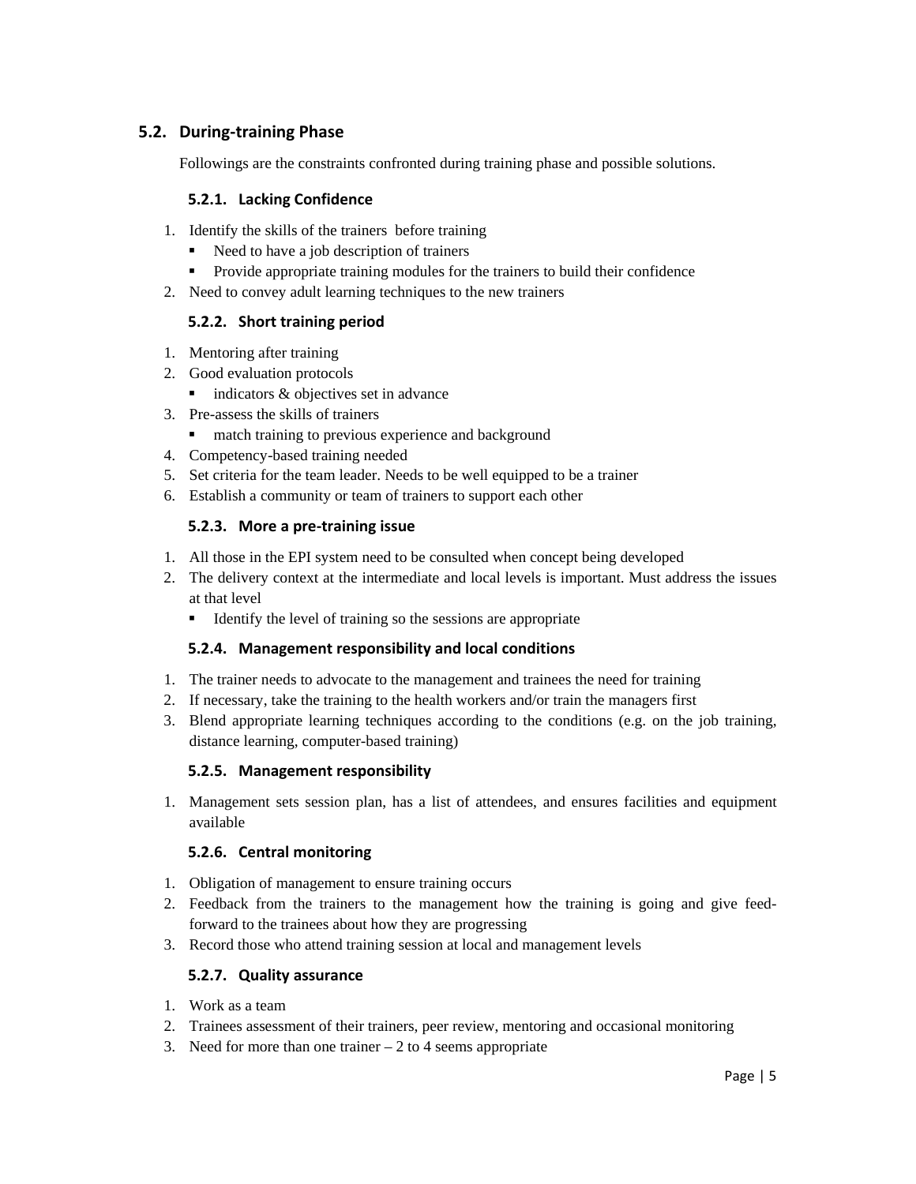## 5.2. During-training Phase

Followings are the constraints confronted during training phase and possible solutions.

### 5.2.1. Lacking Confidence

1. Identify the skills of the trainers before training
   - Need to have a job description of trainers
   - Provide appropriate training modules for the trainers to build their confidence
2. Need to convey adult learning techniques to the new trainers

### 5.2.2. Short training period

1. Mentoring after training
2. Good evaluation protocols
   - indicators & objectives set in advance
3. Pre-assess the skills of trainers
   - match training to previous experience and background
4. Competency-based training needed
5. Set criteria for the team leader. Needs to be well equipped to be a trainer
6. Establish a community or team of trainers to support each other

### 5.2.3. More a pre-training issue

1. All those in the EPI system need to be consulted when concept being developed
2. The delivery context at the intermediate and local levels is important. Must address the issues at that level
   - Identify the level of training so the sessions are appropriate

### 5.2.4. Management responsibility and local conditions

1. The trainer needs to advocate to the management and trainees the need for training
2. If necessary, take the training to the health workers and/or train the managers first
3. Blend appropriate learning techniques according to the conditions (e.g. on the job training, distance learning, computer-based training)

### 5.2.5. Management responsibility

1. Management sets session plan, has a list of attendees, and ensures facilities and equipment available

### 5.2.6. Central monitoring

1. Obligation of management to ensure training occurs
2. Feedback from the trainers to the management how the training is going and give feed-forward to the trainees about how they are progressing
3. Record those who attend training session at local and management levels

### 5.2.7. Quality assurance

1. Work as a team
2. Trainees assessment of their trainers, peer review, mentoring and occasional monitoring
3. Need for more than one trainer – 2 to 4 seems appropriate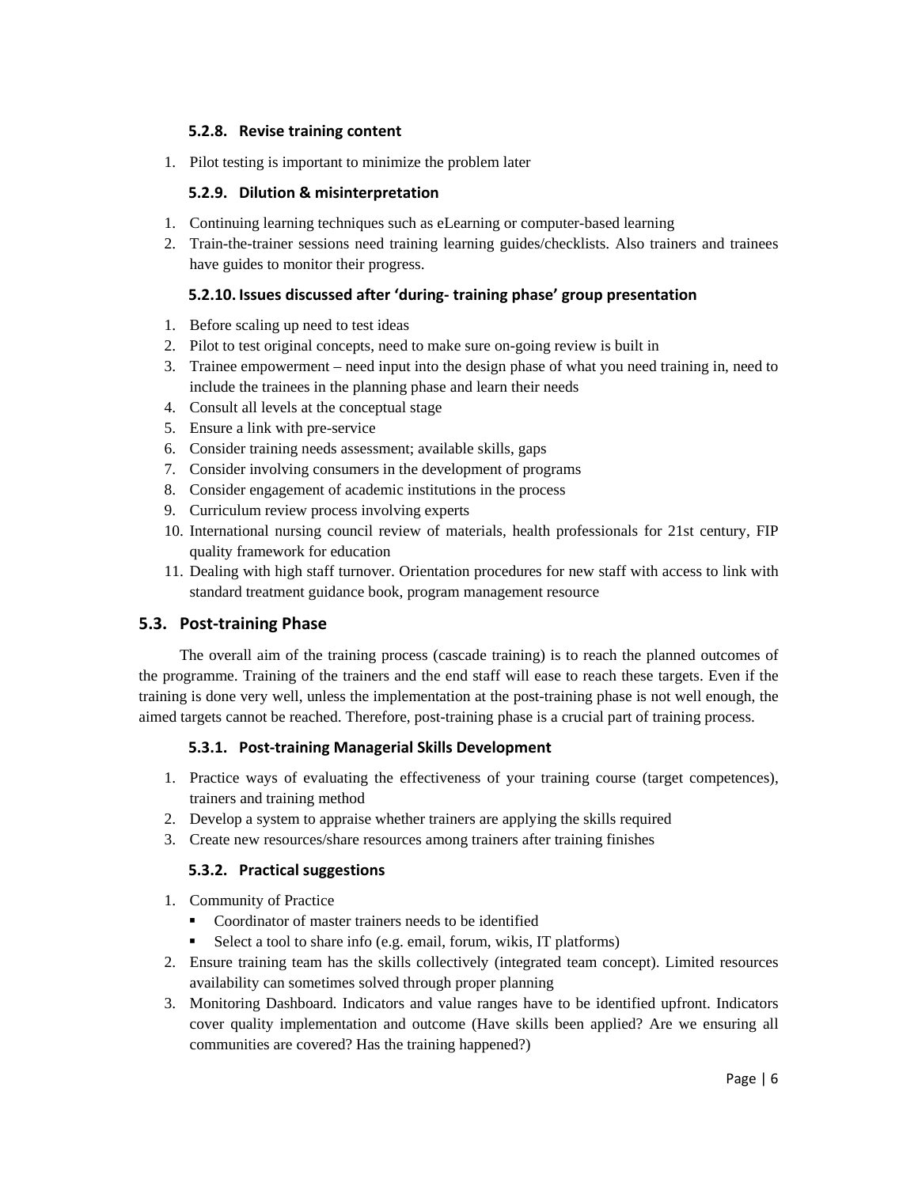#### 5.2.8. Revise training content

1. Pilot testing is important to minimize the problem later

#### 5.2.9. Dilution & misinterpretation

1. Continuing learning techniques such as eLearning or computer-based learning
2. Train-the-trainer sessions need training learning guides/checklists. Also trainers and trainees have guides to monitor their progress.

#### 5.2.10. Issues discussed after 'during- training phase' group presentation

1. Before scaling up need to test ideas
2. Pilot to test original concepts, need to make sure on-going review is built in
3. Trainee empowerment – need input into the design phase of what you need training in, need to include the trainees in the planning phase and learn their needs
4. Consult all levels at the conceptual stage
5. Ensure a link with pre-service
6. Consider training needs assessment; available skills, gaps
7. Consider involving consumers in the development of programs
8. Consider engagement of academic institutions in the process
9. Curriculum review process involving experts
10. International nursing council review of materials, health professionals for 21st century, FIP quality framework for education
11. Dealing with high staff turnover. Orientation procedures for new staff with access to link with standard treatment guidance book, program management resource

### 5.3. Post-training Phase

The overall aim of the training process (cascade training) is to reach the planned outcomes of the programme. Training of the trainers and the end staff will ease to reach these targets. Even if the training is done very well, unless the implementation at the post-training phase is not well enough, the aimed targets cannot be reached. Therefore, post-training phase is a crucial part of training process.

#### 5.3.1. Post-training Managerial Skills Development

1. Practice ways of evaluating the effectiveness of your training course (target competences), trainers and training method
2. Develop a system to appraise whether trainers are applying the skills required
3. Create new resources/share resources among trainers after training finishes

#### 5.3.2. Practical suggestions

1. Community of Practice
   - Coordinator of master trainers needs to be identified
   - Select a tool to share info (e.g. email, forum, wikis, IT platforms)
2. Ensure training team has the skills collectively (integrated team concept). Limited resources availability can sometimes solved through proper planning
3. Monitoring Dashboard. Indicators and value ranges have to be identified upfront. Indicators cover quality implementation and outcome (Have skills been applied? Are we ensuring all communities are covered? Has the training happened?)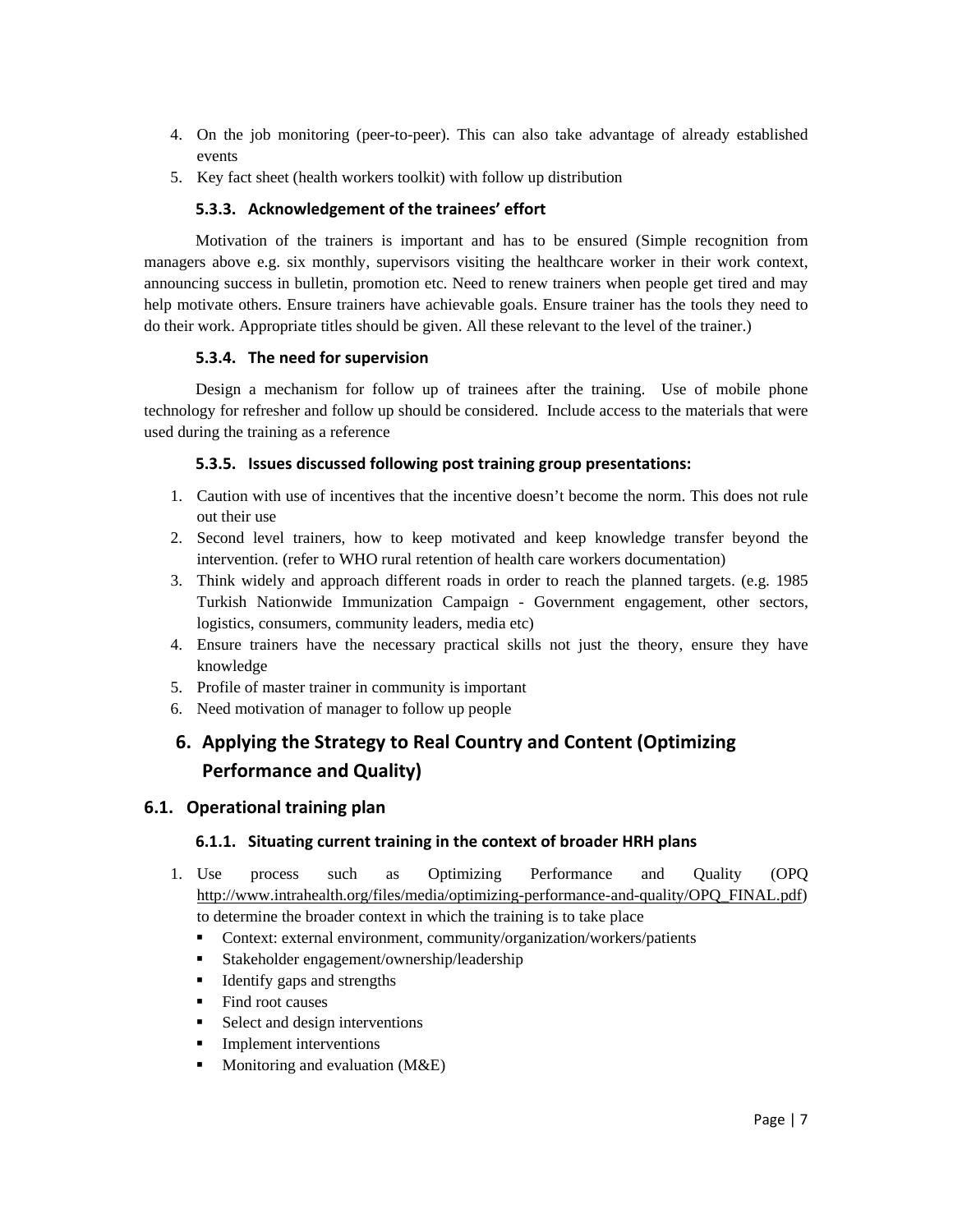4. On the job monitoring (peer-to-peer). This can also take advantage of already established events
5. Key fact sheet (health workers toolkit) with follow up distribution

#### 5.3.3. Acknowledgement of the trainees' effort

Motivation of the trainers is important and has to be ensured (Simple recognition from managers above e.g. six monthly, supervisors visiting the healthcare worker in their work context, announcing success in bulletin, promotion etc. Need to renew trainers when people get tired and may help motivate others. Ensure trainers have achievable goals. Ensure trainer has the tools they need to do their work. Appropriate titles should be given. All these relevant to the level of the trainer.)

#### 5.3.4. The need for supervision

Design a mechanism for follow up of trainees after the training. Use of mobile phone technology for refresher and follow up should be considered. Include access to the materials that were used during the training as a reference

#### 5.3.5. Issues discussed following post training group presentations:

1. Caution with use of incentives that the incentive doesn't become the norm. This does not rule out their use
2. Second level trainers, how to keep motivated and keep knowledge transfer beyond the intervention. (refer to WHO rural retention of health care workers documentation)
3. Think widely and approach different roads in order to reach the planned targets. (e.g. 1985 Turkish Nationwide Immunization Campaign - Government engagement, other sectors, logistics, consumers, community leaders, media etc)
4. Ensure trainers have the necessary practical skills not just the theory, ensure they have knowledge
5. Profile of master trainer in community is important
6. Need motivation of manager to follow up people

# 6. Applying the Strategy to Real Country and Content (Optimizing Performance and Quality)

## 6.1. Operational training plan

#### 6.1.1. Situating current training in the context of broader HRH plans

1. Use process such as Optimizing Performance and Quality (OPQ http://www.intrahealth.org/files/media/optimizing-performance-and-quality/OPQ_FINAL.pdf) to determine the broader context in which the training is to take place
   - Context: external environment, community/organization/workers/patients
   - Stakeholder engagement/ownership/leadership
   - Identify gaps and strengths
   - Find root causes
   - Select and design interventions
   - Implement interventions
   - Monitoring and evaluation (M&E)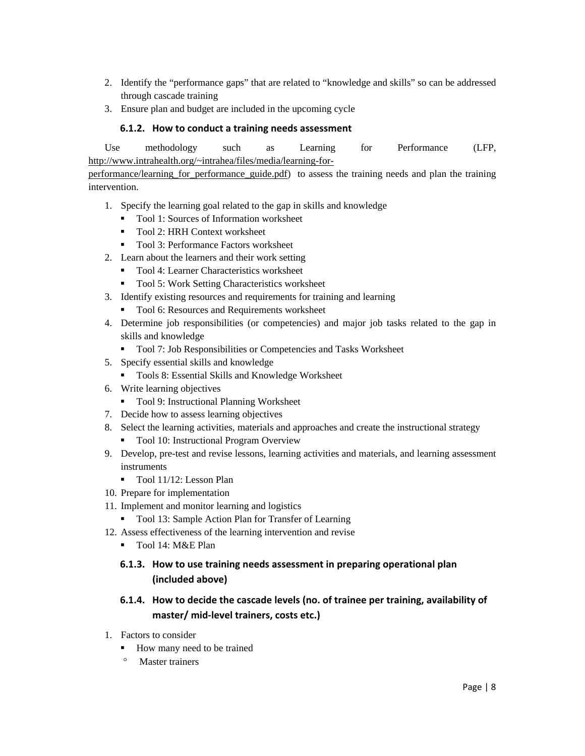2. Identify the "performance gaps" that are related to "knowledge and skills" so can be addressed through cascade training
3. Ensure plan and budget are included in the upcoming cycle

### 6.1.2. How to conduct a training needs assessment

Use methodology such as Learning for Performance (LFP, http://www.intrahealth.org/~intrahea/files/media/learning-for-performance/learning_for_performance_guide.pdf) to assess the training needs and plan the training intervention.

1. Specify the learning goal related to the gap in skills and knowledge
   - Tool 1: Sources of Information worksheet
   - Tool 2: HRH Context worksheet
   - Tool 3: Performance Factors worksheet
2. Learn about the learners and their work setting
   - Tool 4: Learner Characteristics worksheet
   - Tool 5: Work Setting Characteristics worksheet
3. Identify existing resources and requirements for training and learning
   - Tool 6: Resources and Requirements worksheet
4. Determine job responsibilities (or competencies) and major job tasks related to the gap in skills and knowledge
   - Tool 7: Job Responsibilities or Competencies and Tasks Worksheet
5. Specify essential skills and knowledge
   - Tools 8: Essential Skills and Knowledge Worksheet
6. Write learning objectives
   - Tool 9: Instructional Planning Worksheet
7. Decide how to assess learning objectives
8. Select the learning activities, materials and approaches and create the instructional strategy
   - Tool 10: Instructional Program Overview
9. Develop, pre-test and revise lessons, learning activities and materials, and learning assessment instruments
   - Tool 11/12: Lesson Plan
10. Prepare for implementation
11. Implement and monitor learning and logistics
    - Tool 13: Sample Action Plan for Transfer of Learning
12. Assess effectiveness of the learning intervention and revise
    - Tool 14: M&E Plan

### 6.1.3. How to use training needs assessment in preparing operational plan (included above)

### 6.1.4. How to decide the cascade levels (no. of trainee per training, availability of master/ mid-level trainers, costs etc.)

1. Factors to consider
   - How many need to be trained
     - Master trainers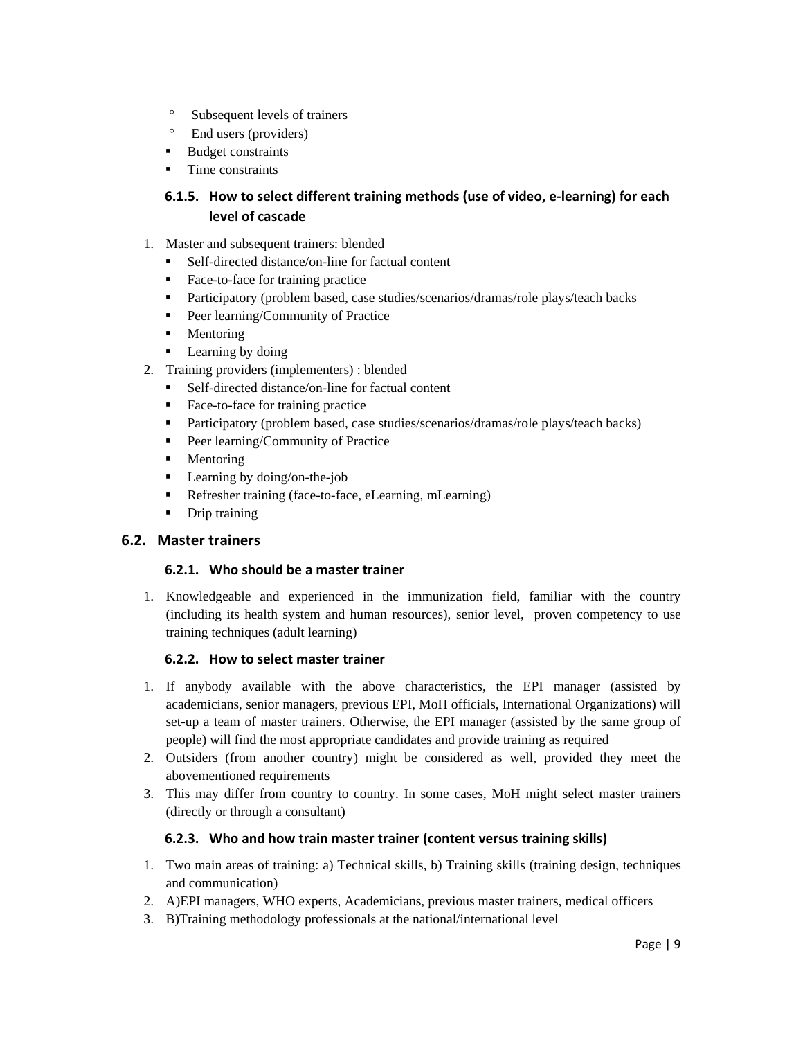- Subsequent levels of trainers
  - End users (providers)
- Budget constraints
- Time constraints

### 6.1.5. How to select different training methods (use of video, e-learning) for each level of cascade

1. Master and subsequent trainers: blended
   - Self-directed distance/on-line for factual content
   - Face-to-face for training practice
   - Participatory (problem based, case studies/scenarios/dramas/role plays/teach backs
   - Peer learning/Community of Practice
   - Mentoring
   - Learning by doing
2. Training providers (implementers) : blended
   - Self-directed distance/on-line for factual content
   - Face-to-face for training practice
   - Participatory (problem based, case studies/scenarios/dramas/role plays/teach backs)
   - Peer learning/Community of Practice
   - Mentoring
   - Learning by doing/on-the-job
   - Refresher training (face-to-face, eLearning, mLearning)
   - Drip training

## 6.2. Master trainers

### 6.2.1. Who should be a master trainer

1. Knowledgeable and experienced in the immunization field, familiar with the country (including its health system and human resources), senior level, proven competency to use training techniques (adult learning)

### 6.2.2. How to select master trainer

1. If anybody available with the above characteristics, the EPI manager (assisted by academicians, senior managers, previous EPI, MoH officials, International Organizations) will set-up a team of master trainers. Otherwise, the EPI manager (assisted by the same group of people) will find the most appropriate candidates and provide training as required
2. Outsiders (from another country) might be considered as well, provided they meet the abovementioned requirements
3. This may differ from country to country. In some cases, MoH might select master trainers (directly or through a consultant)

### 6.2.3. Who and how train master trainer (content versus training skills)

1. Two main areas of training: a) Technical skills, b) Training skills (training design, techniques and communication)
2. A)EPI managers, WHO experts, Academicians, previous master trainers, medical officers
3. B)Training methodology professionals at the national/international level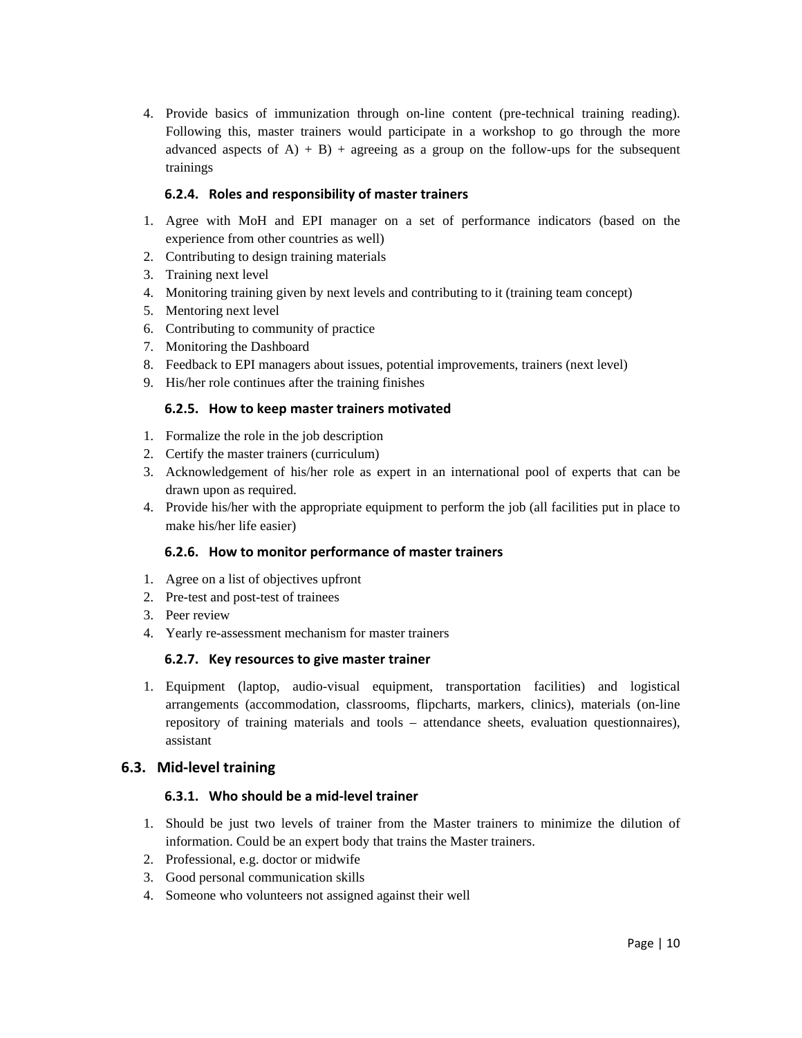4. Provide basics of immunization through on-line content (pre-technical training reading). Following this, master trainers would participate in a workshop to go through the more advanced aspects of A) + B) + agreeing as a group on the follow-ups for the subsequent trainings

### 6.2.4. Roles and responsibility of master trainers

1. Agree with MoH and EPI manager on a set of performance indicators (based on the experience from other countries as well)
2. Contributing to design training materials
3. Training next level
4. Monitoring training given by next levels and contributing to it (training team concept)
5. Mentoring next level
6. Contributing to community of practice
7. Monitoring the Dashboard
8. Feedback to EPI managers about issues, potential improvements, trainers (next level)
9. His/her role continues after the training finishes

### 6.2.5. How to keep master trainers motivated

1. Formalize the role in the job description
2. Certify the master trainers (curriculum)
3. Acknowledgement of his/her role as expert in an international pool of experts that can be drawn upon as required.
4. Provide his/her with the appropriate equipment to perform the job (all facilities put in place to make his/her life easier)

### 6.2.6. How to monitor performance of master trainers

1. Agree on a list of objectives upfront
2. Pre-test and post-test of trainees
3. Peer review
4. Yearly re-assessment mechanism for master trainers

### 6.2.7. Key resources to give master trainer

1. Equipment (laptop, audio-visual equipment, transportation facilities) and logistical arrangements (accommodation, classrooms, flipcharts, markers, clinics), materials (on-line repository of training materials and tools – attendance sheets, evaluation questionnaires), assistant

## 6.3. Mid-level training

### 6.3.1. Who should be a mid-level trainer

1. Should be just two levels of trainer from the Master trainers to minimize the dilution of information. Could be an expert body that trains the Master trainers.
2. Professional, e.g. doctor or midwife
3. Good personal communication skills
4. Someone who volunteers not assigned against their well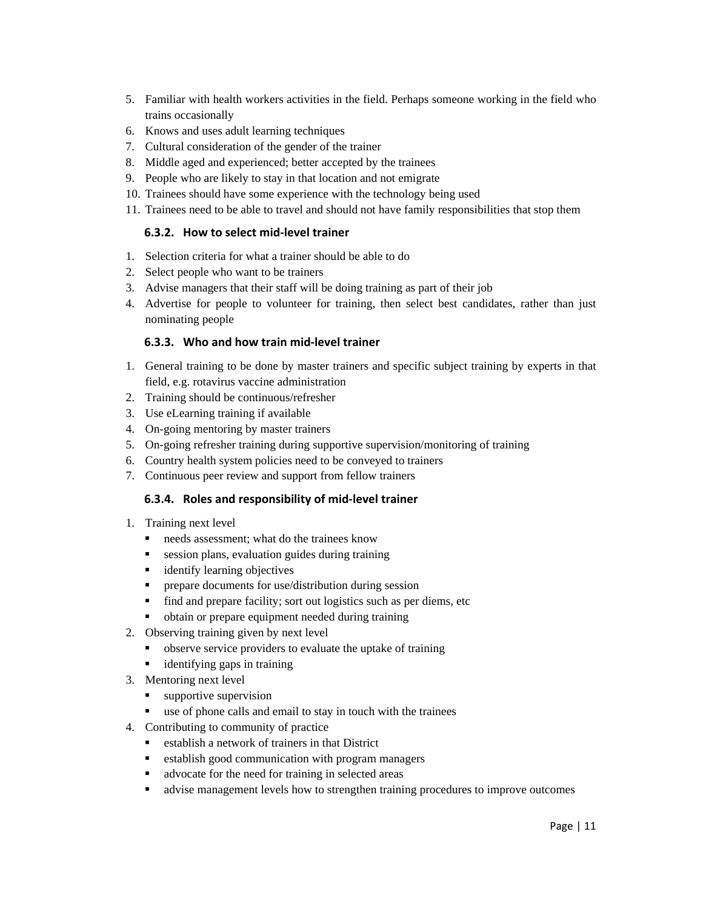5. Familiar with health workers activities in the field. Perhaps someone working in the field who trains occasionally
6. Knows and uses adult learning techniques
7. Cultural consideration of the gender of the trainer
8. Middle aged and experienced; better accepted by the trainees
9. People who are likely to stay in that location and not emigrate
10. Trainees should have some experience with the technology being used
11. Trainees need to be able to travel and should not have family responsibilities that stop them

### 6.3.2. How to select mid-level trainer

1. Selection criteria for what a trainer should be able to do
2. Select people who want to be trainers
3. Advise managers that their staff will be doing training as part of their job
4. Advertise for people to volunteer for training, then select best candidates, rather than just nominating people

### 6.3.3. Who and how train mid-level trainer

1. General training to be done by master trainers and specific subject training by experts in that field, e.g. rotavirus vaccine administration
2. Training should be continuous/refresher
3. Use eLearning training if available
4. On-going mentoring by master trainers
5. On-going refresher training during supportive supervision/monitoring of training
6. Country health system policies need to be conveyed to trainers
7. Continuous peer review and support from fellow trainers

### 6.3.4. Roles and responsibility of mid-level trainer

1. Training next level
   - needs assessment; what do the trainees know
   - session plans, evaluation guides during training
   - identify learning objectives
   - prepare documents for use/distribution during session
   - find and prepare facility; sort out logistics such as per diems, etc
   - obtain or prepare equipment needed during training
2. Observing training given by next level
   - observe service providers to evaluate the uptake of training
   - identifying gaps in training
3. Mentoring next level
   - supportive supervision
   - use of phone calls and email to stay in touch with the trainees
4. Contributing to community of practice
   - establish a network of trainers in that District
   - establish good communication with program managers
   - advocate for the need for training in selected areas
   - advise management levels how to strengthen training procedures to improve outcomes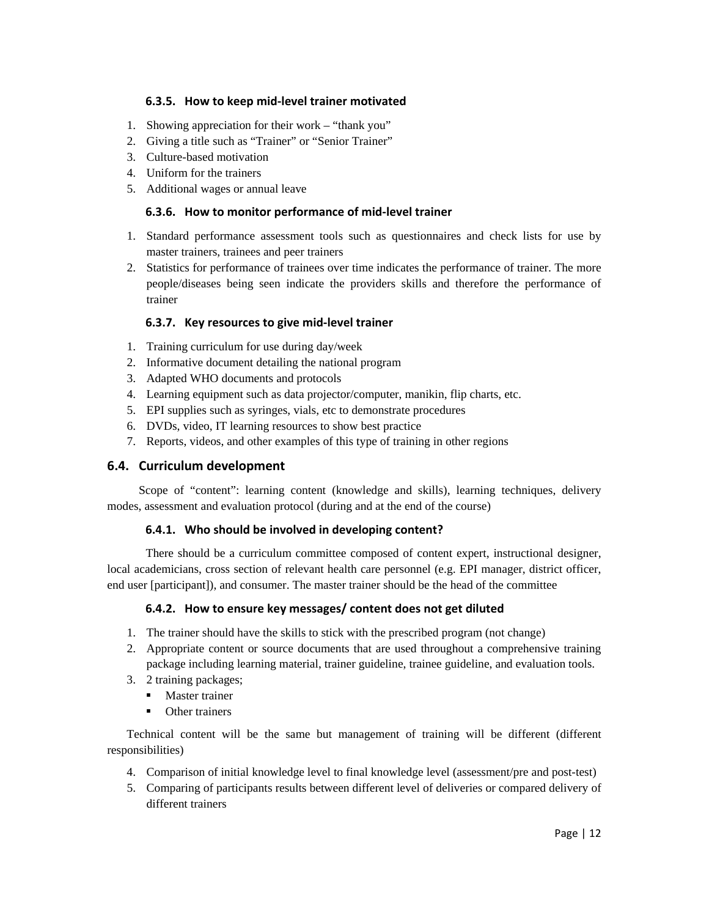#### 6.3.5. How to keep mid-level trainer motivated

1. Showing appreciation for their work – "thank you"
2. Giving a title such as "Trainer" or "Senior Trainer"
3. Culture-based motivation
4. Uniform for the trainers
5. Additional wages or annual leave

#### 6.3.6. How to monitor performance of mid-level trainer

1. Standard performance assessment tools such as questionnaires and check lists for use by master trainers, trainees and peer trainers
2. Statistics for performance of trainees over time indicates the performance of trainer. The more people/diseases being seen indicate the providers skills and therefore the performance of trainer

#### 6.3.7. Key resources to give mid-level trainer

1. Training curriculum for use during day/week
2. Informative document detailing the national program
3. Adapted WHO documents and protocols
4. Learning equipment such as data projector/computer, manikin, flip charts, etc.
5. EPI supplies such as syringes, vials, etc to demonstrate procedures
6. DVDs, video, IT learning resources to show best practice
7. Reports, videos, and other examples of this type of training in other regions

### 6.4. Curriculum development

Scope of "content": learning content (knowledge and skills), learning techniques, delivery modes, assessment and evaluation protocol (during and at the end of the course)

#### 6.4.1. Who should be involved in developing content?

There should be a curriculum committee composed of content expert, instructional designer, local academicians, cross section of relevant health care personnel (e.g. EPI manager, district officer, end user [participant]), and consumer. The master trainer should be the head of the committee

#### 6.4.2. How to ensure key messages/ content does not get diluted

1. The trainer should have the skills to stick with the prescribed program (not change)
2. Appropriate content or source documents that are used throughout a comprehensive training package including learning material, trainer guideline, trainee guideline, and evaluation tools.
3. 2 training packages;
   - Master trainer
   - Other trainers

Technical content will be the same but management of training will be different (different responsibilities)

4. Comparison of initial knowledge level to final knowledge level (assessment/pre and post-test)
5. Comparing of participants results between different level of deliveries or compared delivery of different trainers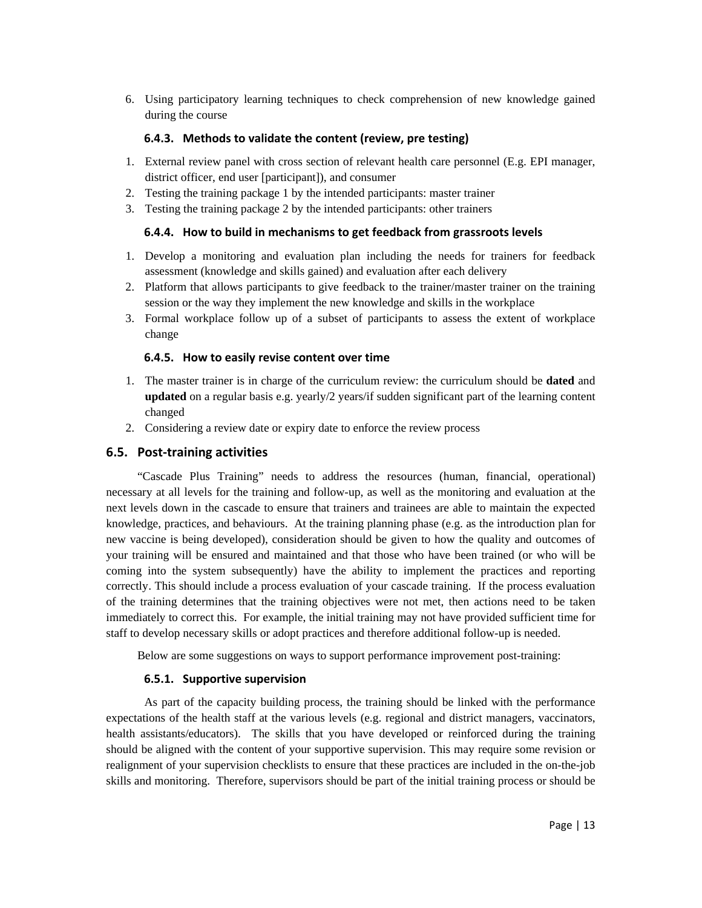6. Using participatory learning techniques to check comprehension of new knowledge gained during the course

### 6.4.3. Methods to validate the content (review, pre testing)

1. External review panel with cross section of relevant health care personnel (E.g. EPI manager, district officer, end user [participant]), and consumer
2. Testing the training package 1 by the intended participants: master trainer
3. Testing the training package 2 by the intended participants: other trainers

### 6.4.4. How to build in mechanisms to get feedback from grassroots levels

1. Develop a monitoring and evaluation plan including the needs for trainers for feedback assessment (knowledge and skills gained) and evaluation after each delivery
2. Platform that allows participants to give feedback to the trainer/master trainer on the training session or the way they implement the new knowledge and skills in the workplace
3. Formal workplace follow up of a subset of participants to assess the extent of workplace change

### 6.4.5. How to easily revise content over time

1. The master trainer is in charge of the curriculum review: the curriculum should be **dated** and **updated** on a regular basis e.g. yearly/2 years/if sudden significant part of the learning content changed
2. Considering a review date or expiry date to enforce the review process

## 6.5. Post-training activities

"Cascade Plus Training" needs to address the resources (human, financial, operational) necessary at all levels for the training and follow-up, as well as the monitoring and evaluation at the next levels down in the cascade to ensure that trainers and trainees are able to maintain the expected knowledge, practices, and behaviours. At the training planning phase (e.g. as the introduction plan for new vaccine is being developed), consideration should be given to how the quality and outcomes of your training will be ensured and maintained and that those who have been trained (or who will be coming into the system subsequently) have the ability to implement the practices and reporting correctly. This should include a process evaluation of your cascade training. If the process evaluation of the training determines that the training objectives were not met, then actions need to be taken immediately to correct this. For example, the initial training may not have provided sufficient time for staff to develop necessary skills or adopt practices and therefore additional follow-up is needed.

Below are some suggestions on ways to support performance improvement post-training:

### 6.5.1. Supportive supervision

As part of the capacity building process, the training should be linked with the performance expectations of the health staff at the various levels (e.g. regional and district managers, vaccinators, health assistants/educators). The skills that you have developed or reinforced during the training should be aligned with the content of your supportive supervision. This may require some revision or realignment of your supervision checklists to ensure that these practices are included in the on-the-job skills and monitoring. Therefore, supervisors should be part of the initial training process or should be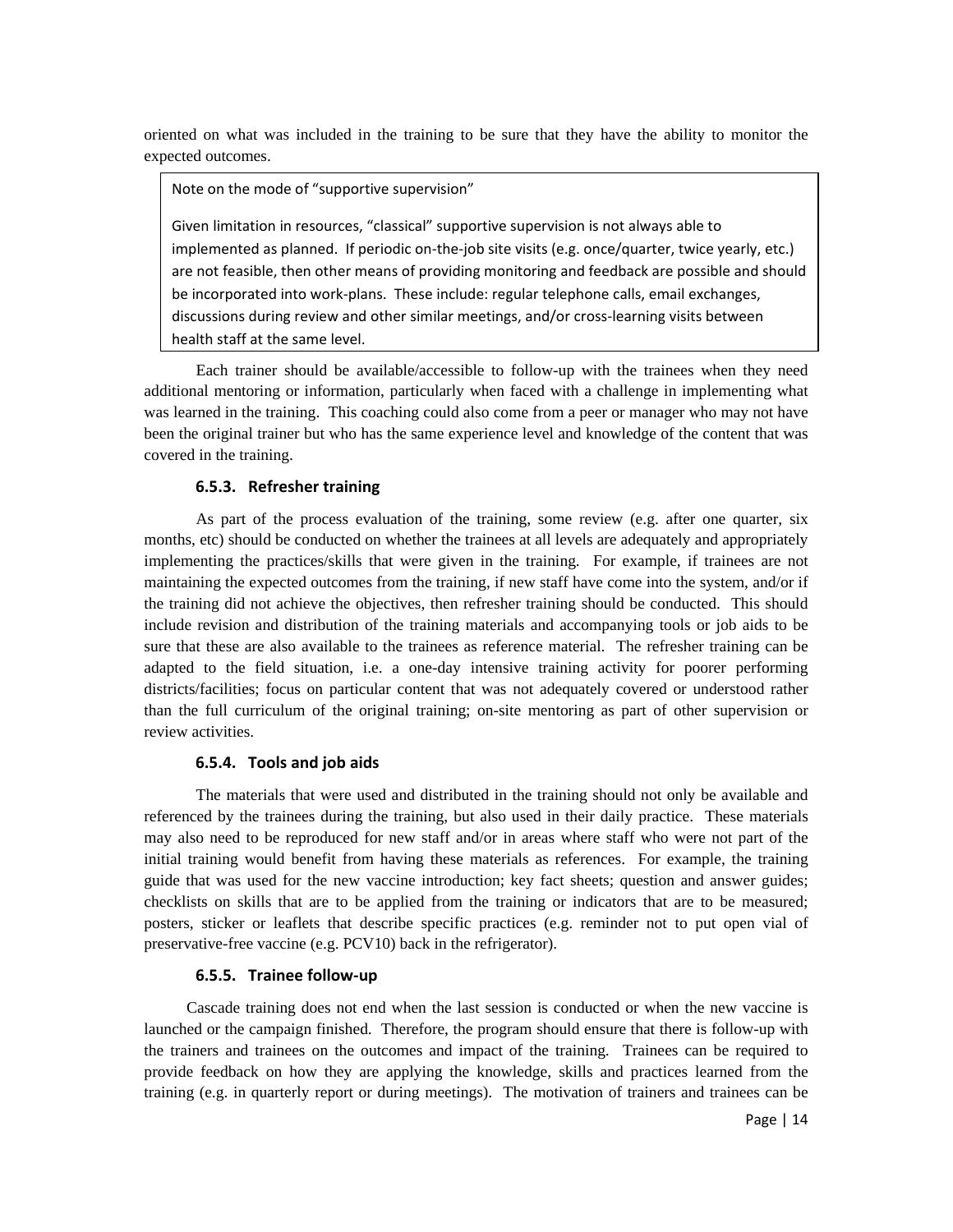oriented on what was included in the training to be sure that they have the ability to monitor the expected outcomes.

> Note on the mode of "supportive supervision"
>
> Given limitation in resources, "classical" supportive supervision is not always able to implemented as planned. If periodic on-the-job site visits (e.g. once/quarter, twice yearly, etc.) are not feasible, then other means of providing monitoring and feedback are possible and should be incorporated into work-plans. These include: regular telephone calls, email exchanges, discussions during review and other similar meetings, and/or cross-learning visits between health staff at the same level.

Each trainer should be available/accessible to follow-up with the trainees when they need additional mentoring or information, particularly when faced with a challenge in implementing what was learned in the training. This coaching could also come from a peer or manager who may not have been the original trainer but who has the same experience level and knowledge of the content that was covered in the training.

#### 6.5.3. Refresher training

As part of the process evaluation of the training, some review (e.g. after one quarter, six months, etc) should be conducted on whether the trainees at all levels are adequately and appropriately implementing the practices/skills that were given in the training. For example, if trainees are not maintaining the expected outcomes from the training, if new staff have come into the system, and/or if the training did not achieve the objectives, then refresher training should be conducted. This should include revision and distribution of the training materials and accompanying tools or job aids to be sure that these are also available to the trainees as reference material. The refresher training can be adapted to the field situation, i.e. a one-day intensive training activity for poorer performing districts/facilities; focus on particular content that was not adequately covered or understood rather than the full curriculum of the original training; on-site mentoring as part of other supervision or review activities.

#### 6.5.4. Tools and job aids

The materials that were used and distributed in the training should not only be available and referenced by the trainees during the training, but also used in their daily practice. These materials may also need to be reproduced for new staff and/or in areas where staff who were not part of the initial training would benefit from having these materials as references. For example, the training guide that was used for the new vaccine introduction; key fact sheets; question and answer guides; checklists on skills that are to be applied from the training or indicators that are to be measured; posters, sticker or leaflets that describe specific practices (e.g. reminder not to put open vial of preservative-free vaccine (e.g. PCV10) back in the refrigerator).

#### 6.5.5. Trainee follow-up

Cascade training does not end when the last session is conducted or when the new vaccine is launched or the campaign finished. Therefore, the program should ensure that there is follow-up with the trainers and trainees on the outcomes and impact of the training. Trainees can be required to provide feedback on how they are applying the knowledge, skills and practices learned from the training (e.g. in quarterly report or during meetings). The motivation of trainers and trainees can be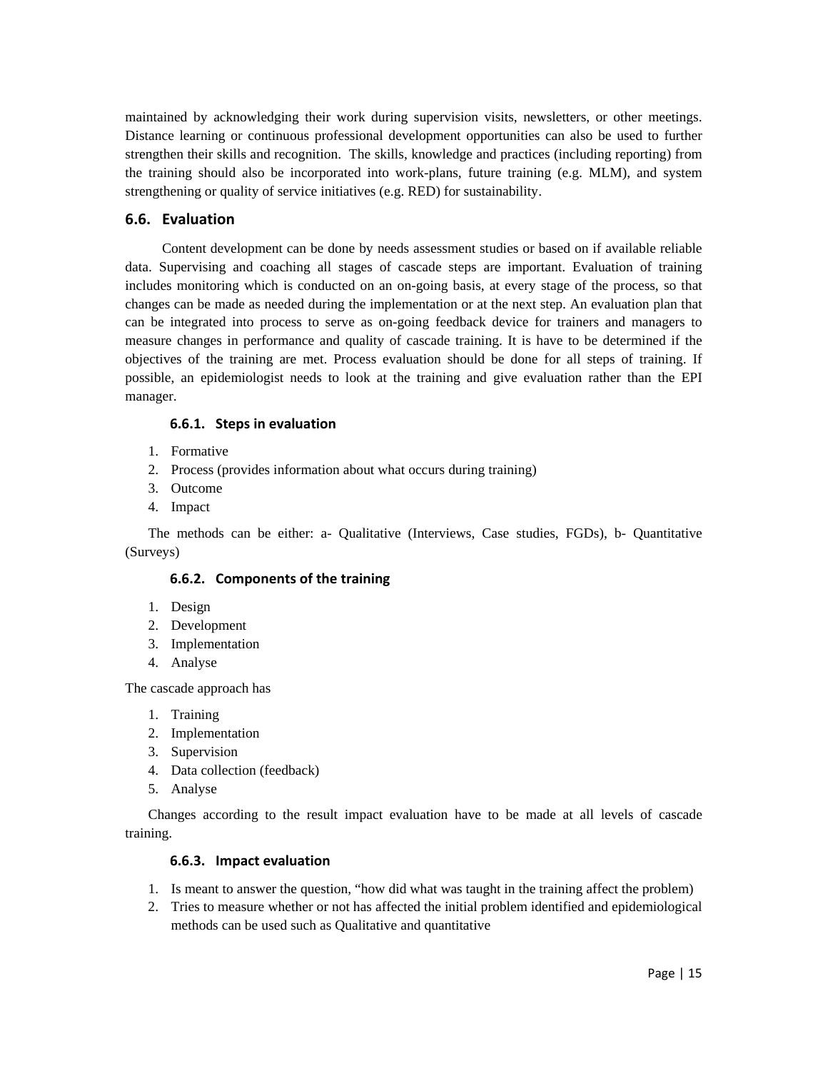maintained by acknowledging their work during supervision visits, newsletters, or other meetings. Distance learning or continuous professional development opportunities can also be used to further strengthen their skills and recognition. The skills, knowledge and practices (including reporting) from the training should also be incorporated into work-plans, future training (e.g. MLM), and system strengthening or quality of service initiatives (e.g. RED) for sustainability.

## 6.6. Evaluation

Content development can be done by needs assessment studies or based on if available reliable data. Supervising and coaching all stages of cascade steps are important. Evaluation of training includes monitoring which is conducted on an on-going basis, at every stage of the process, so that changes can be made as needed during the implementation or at the next step. An evaluation plan that can be integrated into process to serve as on-going feedback device for trainers and managers to measure changes in performance and quality of cascade training. It is have to be determined if the objectives of the training are met. Process evaluation should be done for all steps of training. If possible, an epidemiologist needs to look at the training and give evaluation rather than the EPI manager.

### 6.6.1. Steps in evaluation

1. Formative
2. Process (provides information about what occurs during training)
3. Outcome
4. Impact

The methods can be either: a- Qualitative (Interviews, Case studies, FGDs), b- Quantitative (Surveys)

### 6.6.2. Components of the training

1. Design
2. Development
3. Implementation
4. Analyse

The cascade approach has

1. Training
2. Implementation
3. Supervision
4. Data collection (feedback)
5. Analyse

Changes according to the result impact evaluation have to be made at all levels of cascade training.

### 6.6.3. Impact evaluation

1. Is meant to answer the question, "how did what was taught in the training affect the problem)
2. Tries to measure whether or not has affected the initial problem identified and epidemiological methods can be used such as Qualitative and quantitative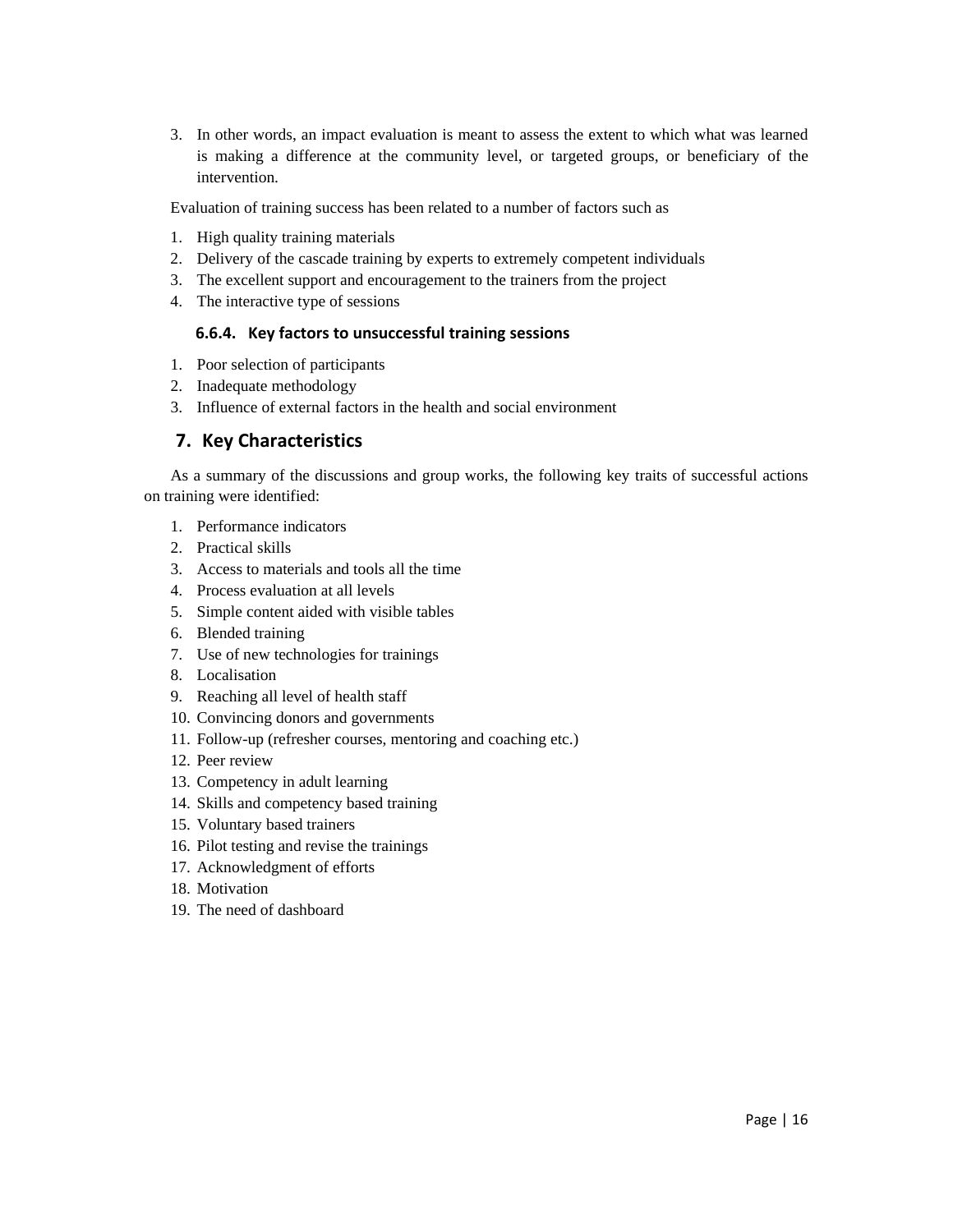3. In other words, an impact evaluation is meant to assess the extent to which what was learned is making a difference at the community level, or targeted groups, or beneficiary of the intervention.

Evaluation of training success has been related to a number of factors such as

1. High quality training materials
2. Delivery of the cascade training by experts to extremely competent individuals
3. The excellent support and encouragement to the trainers from the project
4. The interactive type of sessions

### 6.6.4. Key factors to unsuccessful training sessions

1. Poor selection of participants
2. Inadequate methodology
3. Influence of external factors in the health and social environment

## 7. Key Characteristics

As a summary of the discussions and group works, the following key traits of successful actions on training were identified:

1. Performance indicators
2. Practical skills
3. Access to materials and tools all the time
4. Process evaluation at all levels
5. Simple content aided with visible tables
6. Blended training
7. Use of new technologies for trainings
8. Localisation
9. Reaching all level of health staff
10. Convincing donors and governments
11. Follow-up (refresher courses, mentoring and coaching etc.)
12. Peer review
13. Competency in adult learning
14. Skills and competency based training
15. Voluntary based trainers
16. Pilot testing and revise the trainings
17. Acknowledgment of efforts
18. Motivation
19. The need of dashboard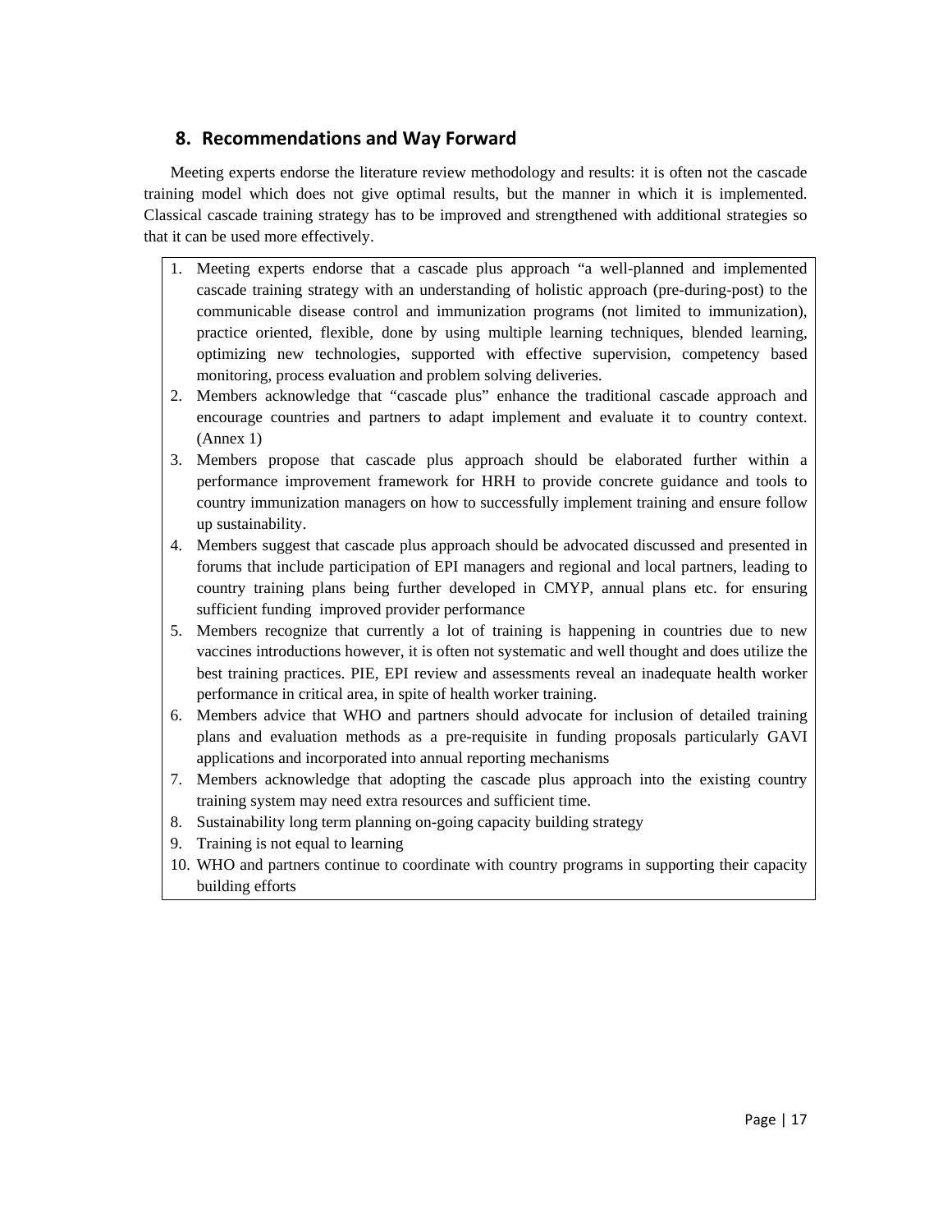## 8. Recommendations and Way Forward

Meeting experts endorse the literature review methodology and results: it is often not the cascade training model which does not give optimal results, but the manner in which it is implemented. Classical cascade training strategy has to be improved and strengthened with additional strategies so that it can be used more effectively.

1. Meeting experts endorse that a cascade plus approach "a well-planned and implemented cascade training strategy with an understanding of holistic approach (pre-during-post) to the communicable disease control and immunization programs (not limited to immunization), practice oriented, flexible, done by using multiple learning techniques, blended learning, optimizing new technologies, supported with effective supervision, competency based monitoring, process evaluation and problem solving deliveries.
2. Members acknowledge that "cascade plus" enhance the traditional cascade approach and encourage countries and partners to adapt implement and evaluate it to country context. (Annex 1)
3. Members propose that cascade plus approach should be elaborated further within a performance improvement framework for HRH to provide concrete guidance and tools to country immunization managers on how to successfully implement training and ensure follow up sustainability.
4. Members suggest that cascade plus approach should be advocated discussed and presented in forums that include participation of EPI managers and regional and local partners, leading to country training plans being further developed in CMYP, annual plans etc. for ensuring sufficient funding improved provider performance
5. Members recognize that currently a lot of training is happening in countries due to new vaccines introductions however, it is often not systematic and well thought and does utilize the best training practices. PIE, EPI review and assessments reveal an inadequate health worker performance in critical area, in spite of health worker training.
6. Members advice that WHO and partners should advocate for inclusion of detailed training plans and evaluation methods as a pre-requisite in funding proposals particularly GAVI applications and incorporated into annual reporting mechanisms
7. Members acknowledge that adopting the cascade plus approach into the existing country training system may need extra resources and sufficient time.
8. Sustainability long term planning on-going capacity building strategy
9. Training is not equal to learning
10. WHO and partners continue to coordinate with country programs in supporting their capacity building efforts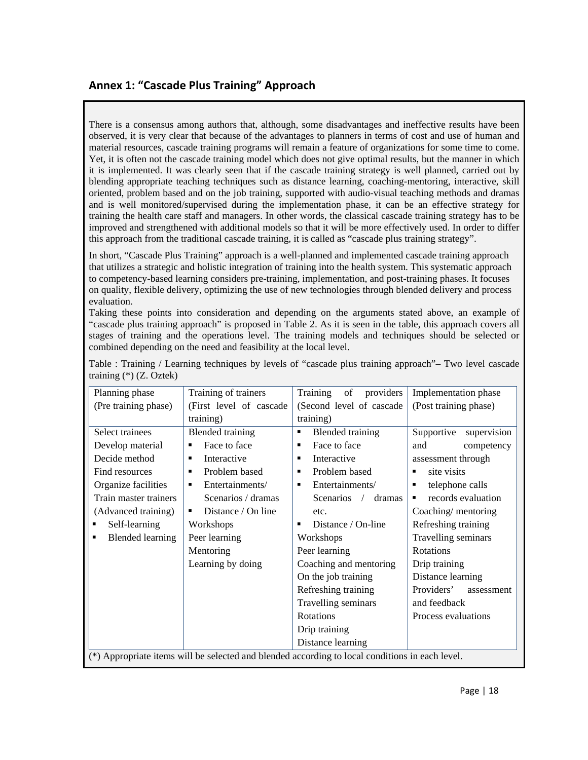## Annex 1: "Cascade Plus Training" Approach

There is a consensus among authors that, although, some disadvantages and ineffective results have been observed, it is very clear that because of the advantages to planners in terms of cost and use of human and material resources, cascade training programs will remain a feature of organizations for some time to come. Yet, it is often not the cascade training model which does not give optimal results, but the manner in which it is implemented. It was clearly seen that if the cascade training strategy is well planned, carried out by blending appropriate teaching techniques such as distance learning, coaching-mentoring, interactive, skill oriented, problem based and on the job training, supported with audio-visual teaching methods and dramas and is well monitored/supervised during the implementation phase, it can be an effective strategy for training the health care staff and managers. In other words, the classical cascade training strategy has to be improved and strengthened with additional models so that it will be more effectively used. In order to differ this approach from the traditional cascade training, it is called as "cascade plus training strategy".

In short, "Cascade Plus Training" approach is a well-planned and implemented cascade training approach that utilizes a strategic and holistic integration of training into the health system. This systematic approach to competency-based learning considers pre-training, implementation, and post-training phases. It focuses on quality, flexible delivery, optimizing the use of new technologies through blended delivery and process evaluation.

Taking these points into consideration and depending on the arguments stated above, an example of "cascade plus training approach" is proposed in Table 2. As it is seen in the table, this approach covers all stages of training and the operations level. The training models and techniques should be selected or combined depending on the need and feasibility at the local level.

Table : Training / Learning techniques by levels of "cascade plus training approach"– Two level cascade training (*) (Z. Oztek)

| Planning phase (Pre training phase) | Training of trainers (First level of cascade training) | Training of providers (Second level of cascade training) | Implementation phase (Post training phase) |
|---|---|---|---|
| Select trainees<br>Develop material<br>Decide method<br>Find resources<br>Organize facilities<br>Train master trainers (Advanced training)<br>▪ Self-learning<br>▪ Blended learning | Blended training<br>▪ Face to face<br>▪ Interactive<br>▪ Problem based<br>▪ Entertainments/ Scenarios / dramas<br>▪ Distance / On line<br>Workshops<br>Peer learning<br>Mentoring<br>Learning by doing | ▪ Blended training<br>▪ Face to face<br>▪ Interactive<br>▪ Problem based<br>▪ Entertainments/ Scenarios / dramas etc.<br>▪ Distance / On-line<br>Workshops<br>Peer learning<br>Coaching and mentoring<br>On the job training<br>Refreshing training<br>Travelling seminars<br>Rotations<br>Drip training<br>Distance learning | Supportive supervision and competency assessment through<br>▪ site visits<br>▪ telephone calls<br>▪ records evaluation<br>Coaching/ mentoring<br>Refreshing training<br>Travelling seminars<br>Rotations<br>Drip training<br>Distance learning<br>Providers' assessment and feedback<br>Process evaluations |

(*) Appropriate items will be selected and blended according to local conditions in each level.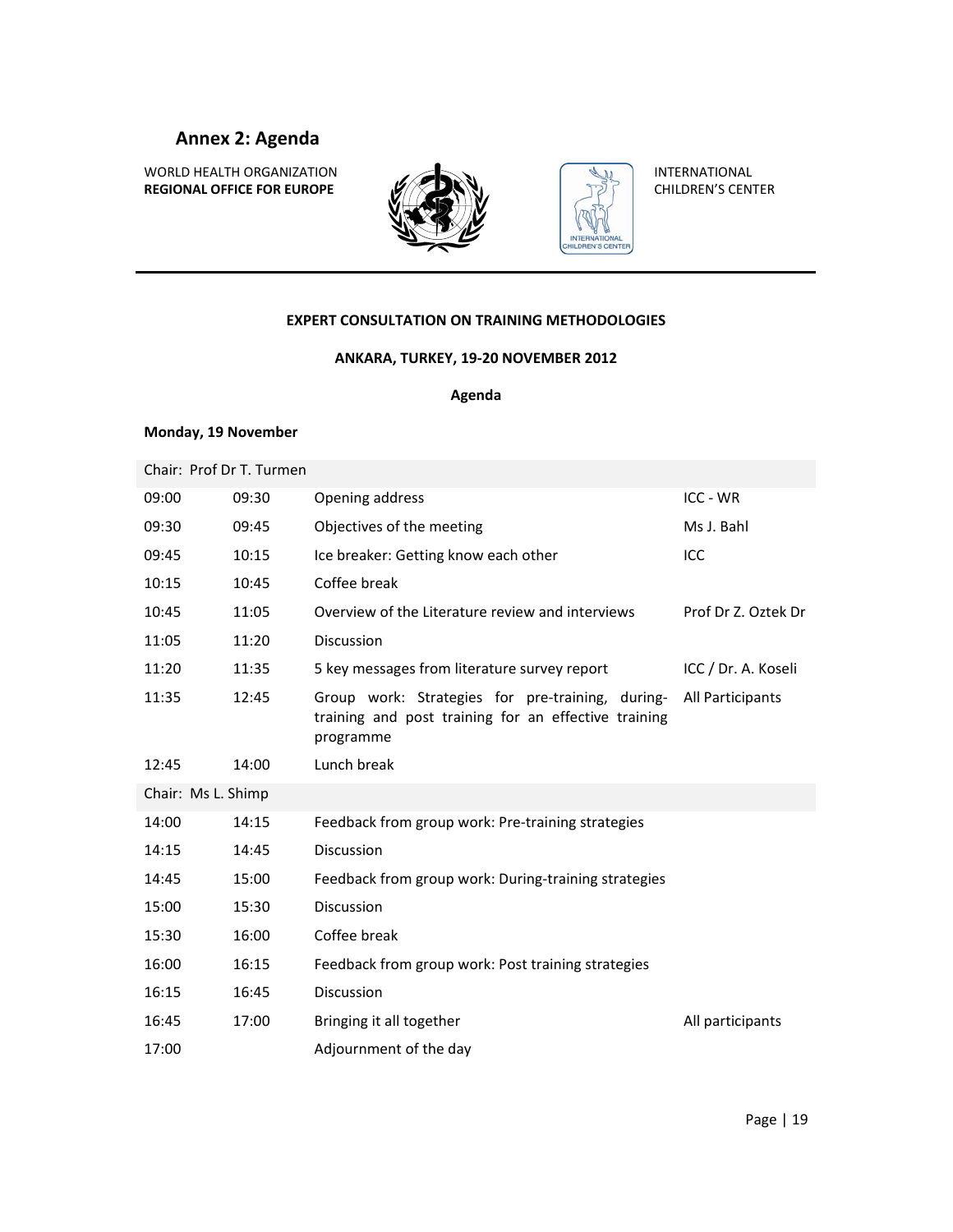## Annex 2: Agenda

WORLD HEALTH ORGANIZATION
**REGIONAL OFFICE FOR EUROPE**

INTERNATIONAL
CHILDREN'S CENTER

**EXPERT CONSULTATION ON TRAINING METHODOLOGIES**

**ANKARA, TURKEY, 19-20 NOVEMBER 2012**

**Agenda**

**Monday, 19 November**

| Chair: Prof Dr T. Turmen | | | |
|---|---|---|---|
| 09:00 | 09:30 | Opening address | ICC - WR |
| 09:30 | 09:45 | Objectives of the meeting | Ms J. Bahl |
| 09:45 | 10:15 | Ice breaker: Getting know each other | ICC |
| 10:15 | 10:45 | Coffee break | |
| 10:45 | 11:05 | Overview of the Literature review and interviews | Prof Dr Z. Oztek Dr |
| 11:05 | 11:20 | Discussion | |
| 11:20 | 11:35 | 5 key messages from literature survey report | ICC / Dr. A. Koseli |
| 11:35 | 12:45 | Group work: Strategies for pre-training, during-training and post training for an effective training programme | All Participants |
| 12:45 | 14:00 | Lunch break | |
| Chair: Ms L. Shimp | | | |
| 14:00 | 14:15 | Feedback from group work: Pre-training strategies | |
| 14:15 | 14:45 | Discussion | |
| 14:45 | 15:00 | Feedback from group work: During-training strategies | |
| 15:00 | 15:30 | Discussion | |
| 15:30 | 16:00 | Coffee break | |
| 16:00 | 16:15 | Feedback from group work: Post training strategies | |
| 16:15 | 16:45 | Discussion | |
| 16:45 | 17:00 | Bringing it all together | All participants |
| 17:00 | | Adjournment of the day | |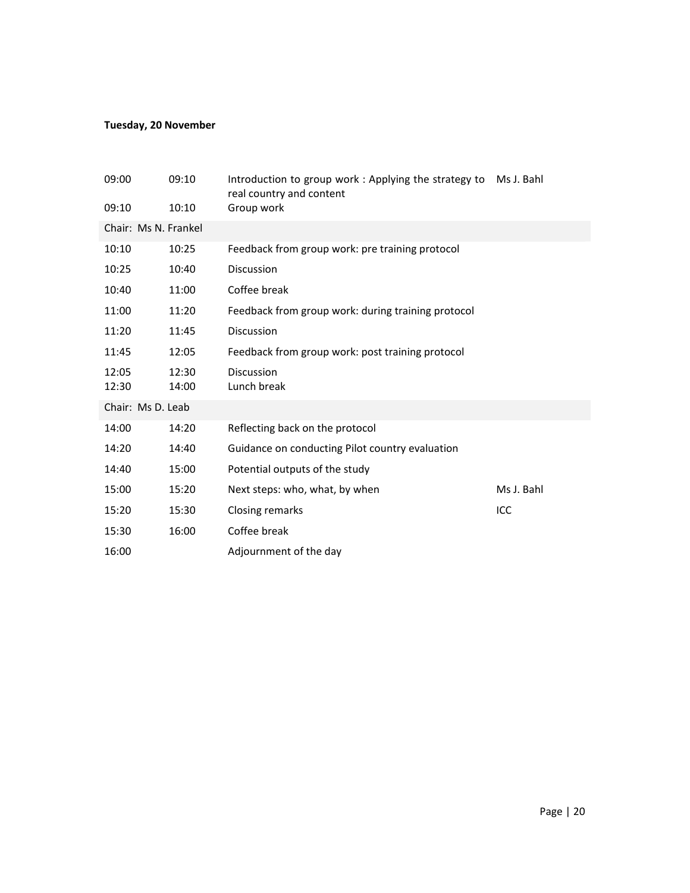**Tuesday, 20 November**

| | | | |
|---|---|---|---|
| 09:00 | 09:10 | Introduction to group work : Applying the strategy to real country and content | Ms J. Bahl |
| 09:10 | 10:10 | Group work | |
| Chair: Ms N. Frankel | | | |
| 10:10 | 10:25 | Feedback from group work: pre training protocol | |
| 10:25 | 10:40 | Discussion | |
| 10:40 | 11:00 | Coffee break | |
| 11:00 | 11:20 | Feedback from group work: during training protocol | |
| 11:20 | 11:45 | Discussion | |
| 11:45 | 12:05 | Feedback from group work: post training protocol | |
| 12:05 | 12:30 | Discussion | |
| 12:30 | 14:00 | Lunch break | |
| Chair: Ms D. Leab | | | |
| 14:00 | 14:20 | Reflecting back on the protocol | |
| 14:20 | 14:40 | Guidance on conducting Pilot country evaluation | |
| 14:40 | 15:00 | Potential outputs of the study | |
| 15:00 | 15:20 | Next steps: who, what, by when | Ms J. Bahl |
| 15:20 | 15:30 | Closing remarks | ICC |
| 15:30 | 16:00 | Coffee break | |
| 16:00 | | Adjournment of the day | |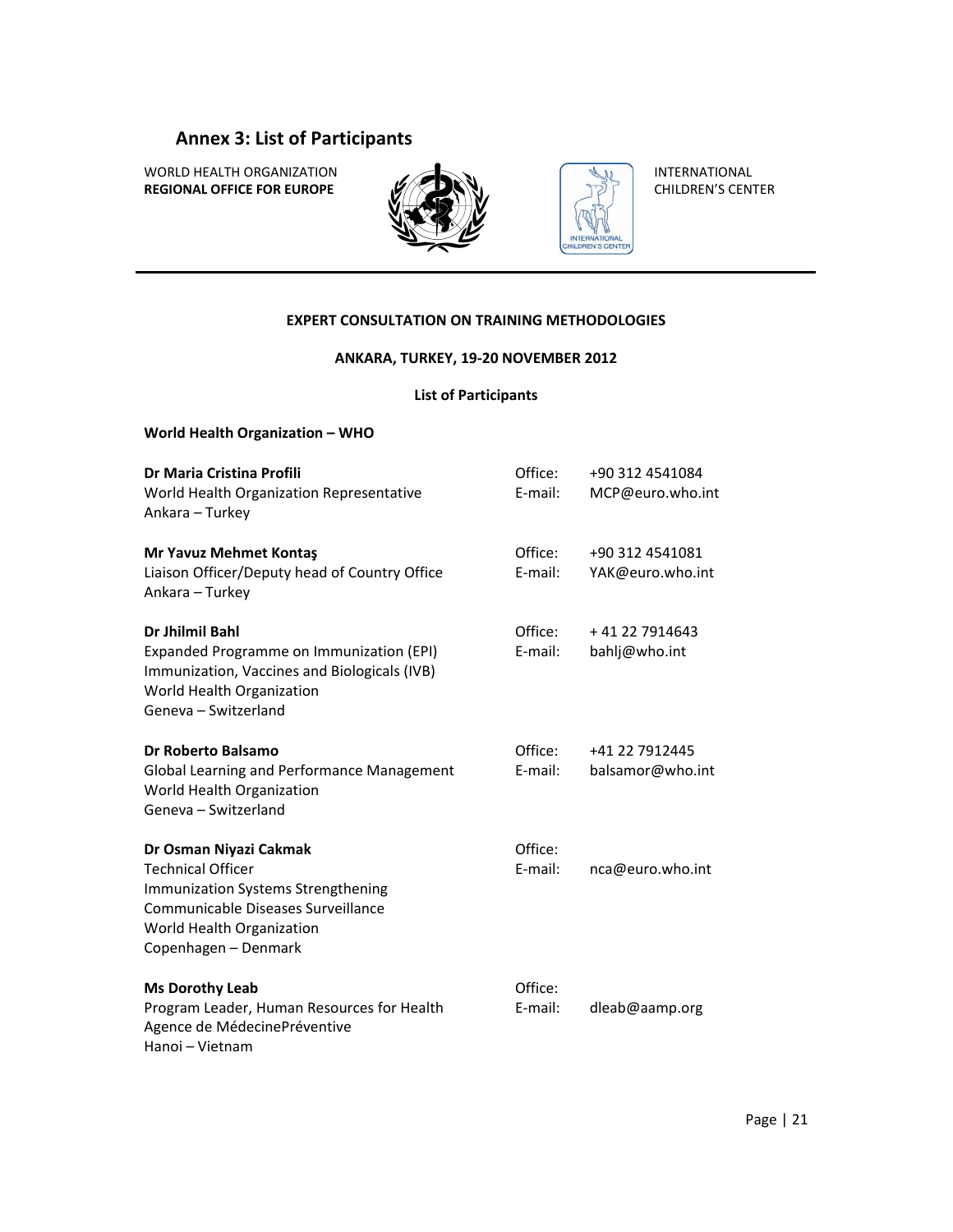## Annex 3: List of Participants

WORLD HEALTH ORGANIZATION
**REGIONAL OFFICE FOR EUROPE**

INTERNATIONAL
CHILDREN'S CENTER

**EXPERT CONSULTATION ON TRAINING METHODOLOGIES**

**ANKARA, TURKEY, 19-20 NOVEMBER 2012**

**List of Participants**

**World Health Organization – WHO**

**Dr Maria Cristina Profili**
World Health Organization Representative
Ankara – Turkey
Office: +90 312 4541084
E-mail: MCP@euro.who.int

**Mr Yavuz Mehmet Kontaş**
Liaison Officer/Deputy head of Country Office
Ankara – Turkey
Office: +90 312 4541081
E-mail: YAK@euro.who.int

**Dr Jhilmil Bahl**
Expanded Programme on Immunization (EPI)
Immunization, Vaccines and Biologicals (IVB)
World Health Organization
Geneva – Switzerland
Office: + 41 22 7914643
E-mail: bahlj@who.int

**Dr Roberto Balsamo**
Global Learning and Performance Management
World Health Organization
Geneva – Switzerland
Office: +41 22 7912445
E-mail: balsamor@who.int

**Dr Osman Niyazi Cakmak**
Technical Officer
Immunization Systems Strengthening
Communicable Diseases Surveillance
World Health Organization
Copenhagen – Denmark
Office:
E-mail: nca@euro.who.int

**Ms Dorothy Leab**
Program Leader, Human Resources for Health
Agence de MédecinePréventive
Hanoi – Vietnam
Office:
E-mail: dleab@aamp.org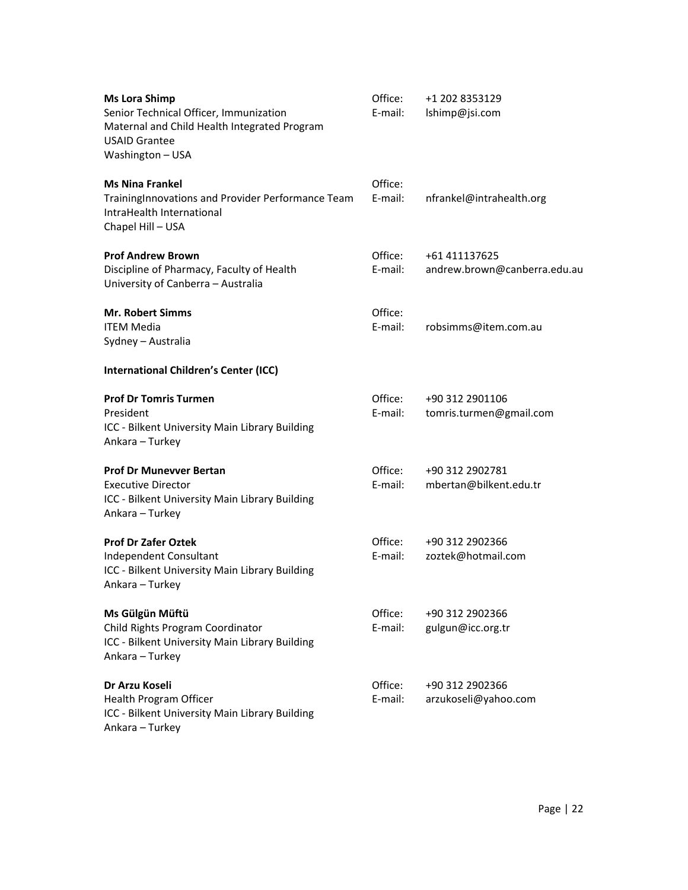**Ms Lora Shimp**
Senior Technical Officer, Immunization
Maternal and Child Health Integrated Program
USAID Grantee
Washington – USA

Office: +1 202 8353129
E-mail: lshimp@jsi.com

**Ms Nina Frankel**
TrainingInnovations and Provider Performance Team
IntraHealth International
Chapel Hill – USA

Office:
E-mail: nfrankel@intrahealth.org

**Prof Andrew Brown**
Discipline of Pharmacy, Faculty of Health
University of Canberra – Australia

Office: +61 411137625
E-mail: andrew.brown@canberra.edu.au

**Mr. Robert Simms**
ITEM Media
Sydney – Australia

Office:
E-mail: robsimms@item.com.au

**International Children's Center (ICC)**

**Prof Dr Tomris Turmen**
President
ICC - Bilkent University Main Library Building
Ankara – Turkey

Office: +90 312 2901106
E-mail: tomris.turmen@gmail.com

**Prof Dr Munevver Bertan**
Executive Director
ICC - Bilkent University Main Library Building
Ankara – Turkey

Office: +90 312 2902781
E-mail: mbertan@bilkent.edu.tr

**Prof Dr Zafer Oztek**
Independent Consultant
ICC - Bilkent University Main Library Building
Ankara – Turkey

Office: +90 312 2902366
E-mail: zoztek@hotmail.com

**Ms Gülgün Müftü**
Child Rights Program Coordinator
ICC - Bilkent University Main Library Building
Ankara – Turkey

Office: +90 312 2902366
E-mail: gulgun@icc.org.tr

**Dr Arzu Koseli**
Health Program Officer
ICC - Bilkent University Main Library Building
Ankara – Turkey

Office: +90 312 2902366
E-mail: arzukoseli@yahoo.com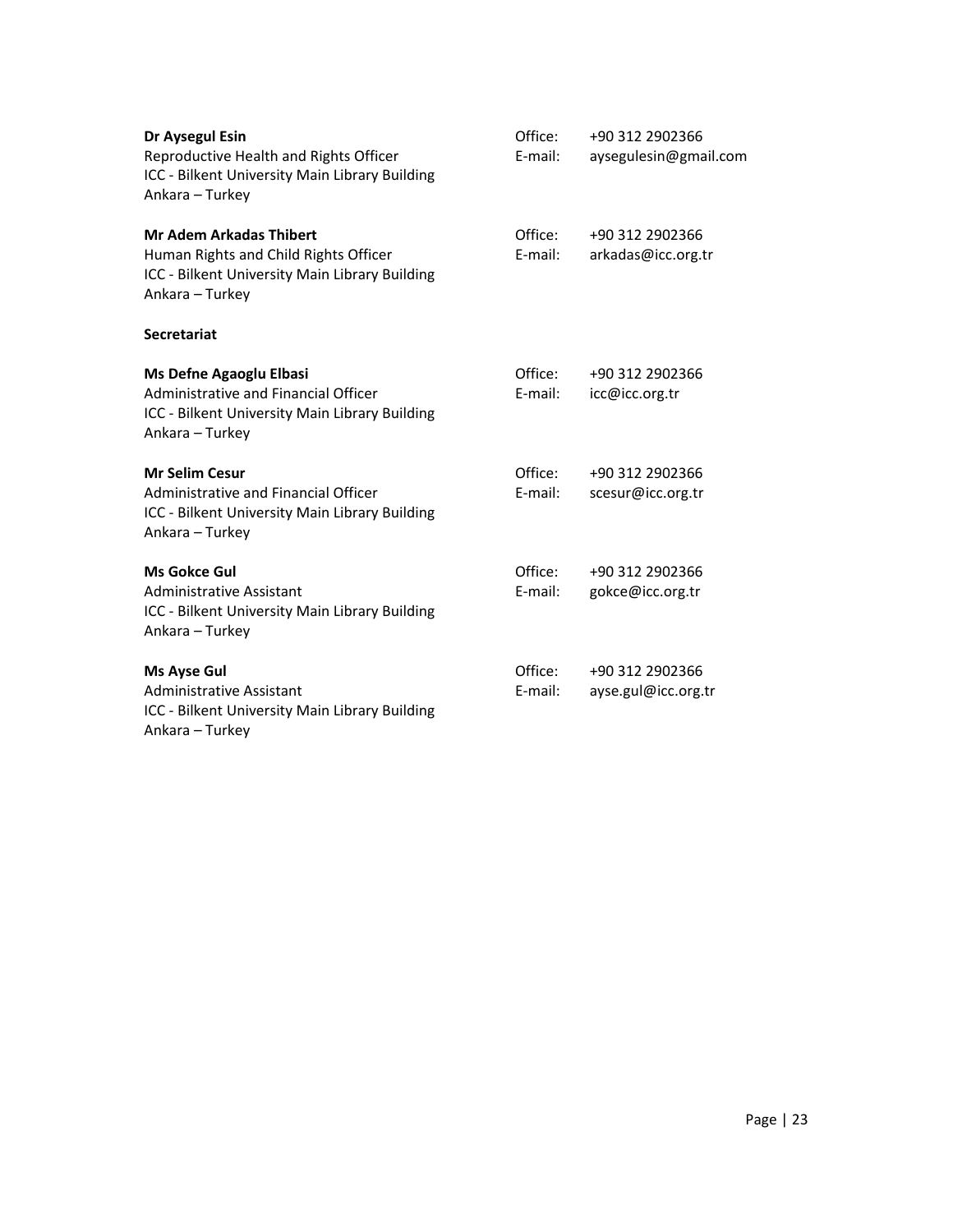**Dr Aysegul Esin**
Reproductive Health and Rights Officer
ICC - Bilkent University Main Library Building
Ankara – Turkey

Office: +90 312 2902366
E-mail: aysegulesin@gmail.com

**Mr Adem Arkadas Thibert**
Human Rights and Child Rights Officer
ICC - Bilkent University Main Library Building
Ankara – Turkey

Office: +90 312 2902366
E-mail: arkadas@icc.org.tr

**Secretariat**

**Ms Defne Agaoglu Elbasi**
Administrative and Financial Officer
ICC - Bilkent University Main Library Building
Ankara – Turkey

Office: +90 312 2902366
E-mail: icc@icc.org.tr

**Mr Selim Cesur**
Administrative and Financial Officer
ICC - Bilkent University Main Library Building
Ankara – Turkey

Office: +90 312 2902366
E-mail: scesur@icc.org.tr

**Ms Gokce Gul**
Administrative Assistant
ICC - Bilkent University Main Library Building
Ankara – Turkey

Office: +90 312 2902366
E-mail: gokce@icc.org.tr

**Ms Ayse Gul**
Administrative Assistant
ICC - Bilkent University Main Library Building
Ankara – Turkey

Office: +90 312 2902366
E-mail: ayse.gul@icc.org.tr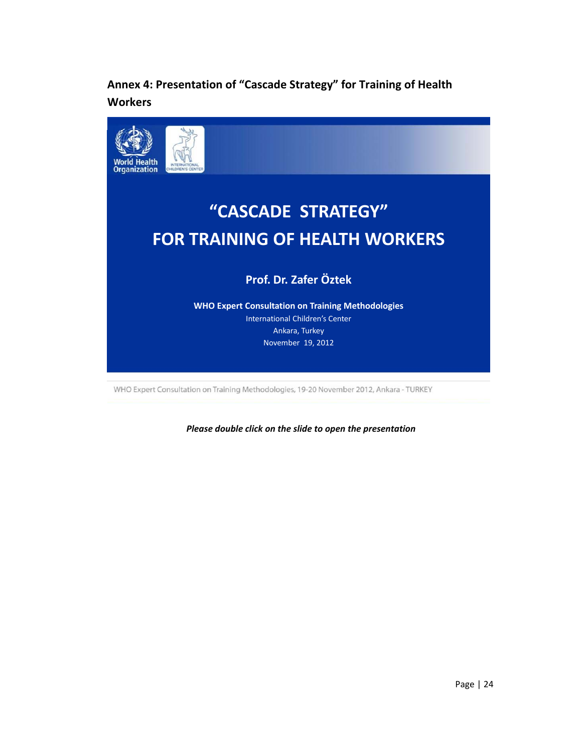## Annex 4: Presentation of "Cascade Strategy" for Training of Health Workers

World Health Organization

INTERNATIONAL CHILDREN'S CENTER

# "CASCADE STRATEGY" FOR TRAINING OF HEALTH WORKERS

**Prof. Dr. Zafer Öztek**

**WHO Expert Consultation on Training Methodologies**
International Children's Center
Ankara, Turkey
November 19, 2012

WHO Expert Consultation on Training Methodologies, 19-20 November 2012, Ankara - TURKEY

***Please double click on the slide to open the presentation***